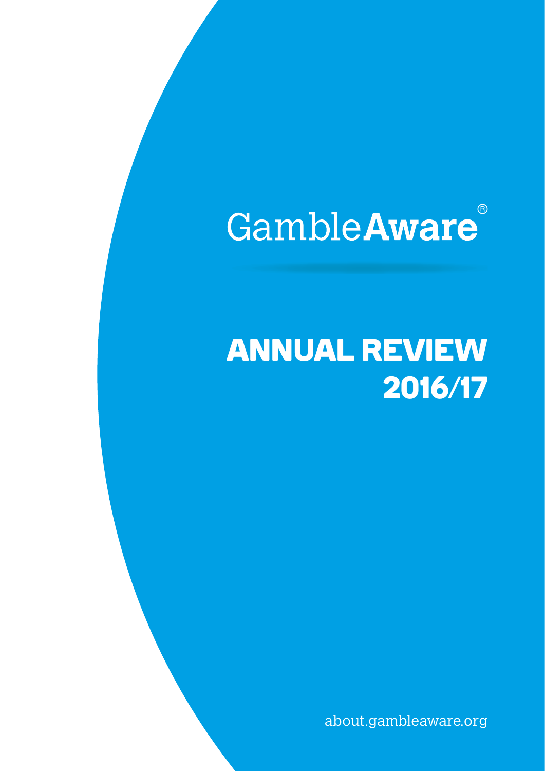GambleAware®

# ANNUAL REVIEW 2016/17

about.gambleaware.org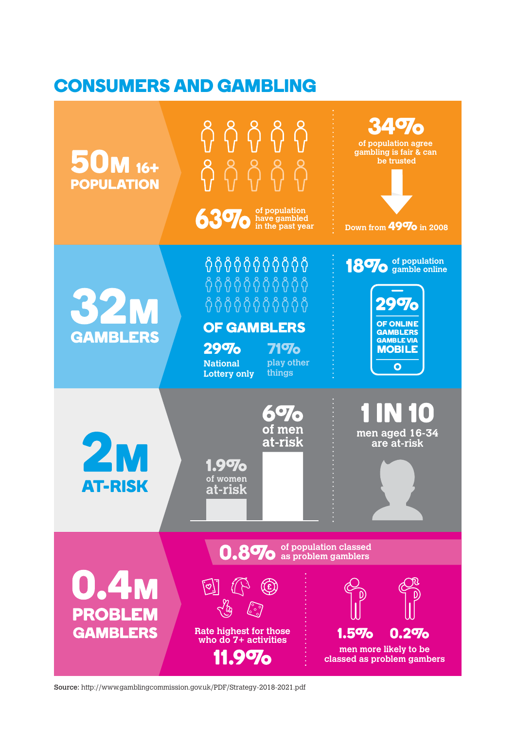# CONSUMERS AND GAMBLING

## 50M 16+ POPULATION

**63%** of population have gambled in the past year

**34%** of population agree gambling is fair & can be trusted

Down from **49%** in 2008

## 32M GAMBLERS

OF GAMBLERS

**29%** National Lottery only

**71%** play other things

**18%** of population gamble online

**29%** OF ONLINE GAMBLERS GAMBLE VIA MOBILE

## 2M AT-RISK

**6%** of men at-risk

**1.9%** of women at-risk

**1 IN 10** men aged 16-34 are at-risk

## 0.4M PROBLEM GAMBLERS

**0.8%** of population classed as problem gamblers

Rate highest for those who do 7+ activities **11.9%**

**1.5%** **0.2%**

men more likely to be classed as problem gambers

Source: http://www.gamblingcommission.gov.uk/PDF/Strategy-2018-2021.pdf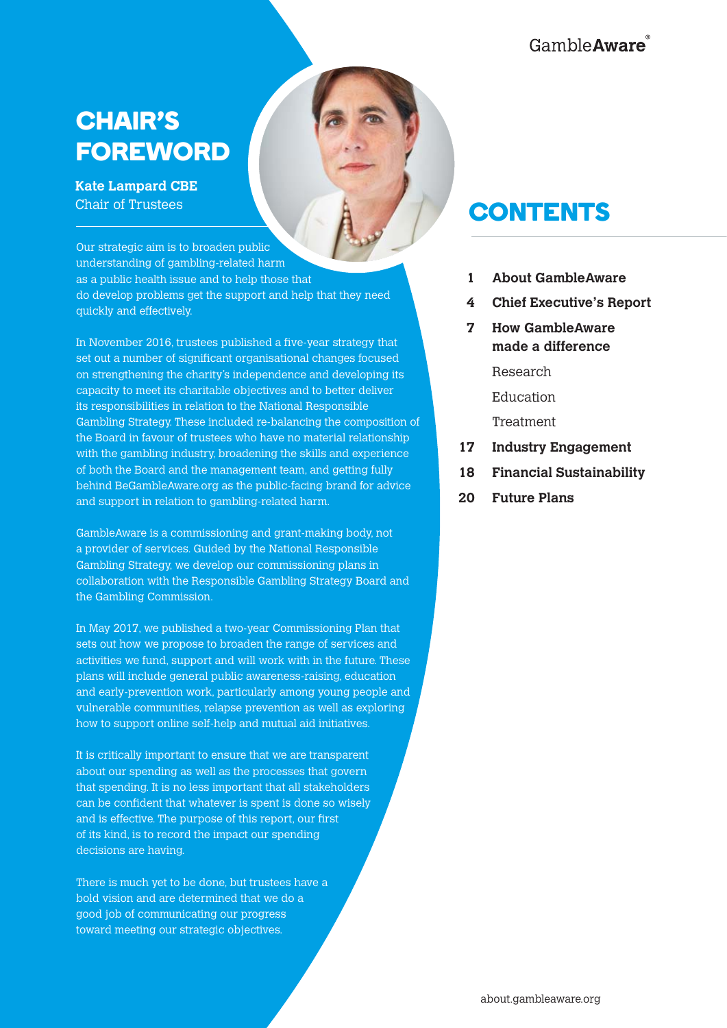# CHAIR'S FOREWORD

**Kate Lampard CBE**
Chair of Trustees

Our strategic aim is to broaden public understanding of gambling-related harm as a public health issue and to help those that do develop problems get the support and help that they need quickly and effectively.

In November 2016, trustees published a five-year strategy that set out a number of significant organisational changes focused on strengthening the charity's independence and developing its capacity to meet its charitable objectives and to better deliver its responsibilities in relation to the National Responsible Gambling Strategy. These included re-balancing the composition of the Board in favour of trustees who have no material relationship with the gambling industry, broadening the skills and experience of both the Board and the management team, and getting fully behind BeGambleAware.org as the public-facing brand for advice and support in relation to gambling-related harm.

GambleAware is a commissioning and grant-making body, not a provider of services. Guided by the National Responsible Gambling Strategy, we develop our commissioning plans in collaboration with the Responsible Gambling Strategy Board and the Gambling Commission.

In May 2017, we published a two-year Commissioning Plan that sets out how we propose to broaden the range of services and activities we fund, support and will work with in the future. These plans will include general public awareness-raising, education and early-prevention work, particularly among young people and vulnerable communities, relapse prevention as well as exploring how to support online self-help and mutual aid initiatives.

It is critically important to ensure that we are transparent about our spending as well as the processes that govern that spending. It is no less important that all stakeholders can be confident that whatever is spent is done so wisely and is effective. The purpose of this report, our first of its kind, is to record the impact our spending decisions are having.

There is much yet to be done, but trustees have a bold vision and are determined that we do a good job of communicating our progress toward meeting our strategic objectives.

# CONTENTS

- **1** **About GambleAware**
- **4** **Chief Executive's Report**
- **7** **How GambleAware made a difference**
  - Research
  - Education
  - Treatment
- **17** **Industry Engagement**
- **18** **Financial Sustainability**
- **20** **Future Plans**

about.gambleaware.org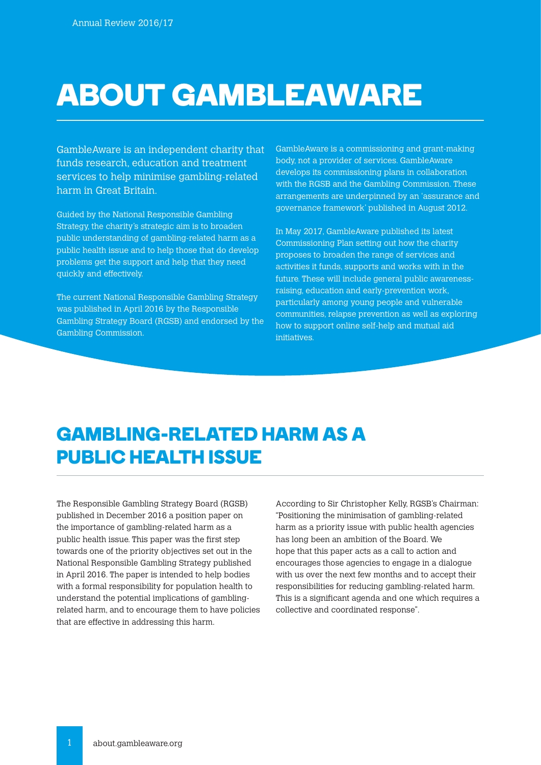# ABOUT GAMBLEAWARE

GambleAware is an independent charity that funds research, education and treatment services to help minimise gambling-related harm in Great Britain.

Guided by the National Responsible Gambling Strategy, the charity's strategic aim is to broaden public understanding of gambling-related harm as a public health issue and to help those that do develop problems get the support and help that they need quickly and effectively.

The current National Responsible Gambling Strategy was published in April 2016 by the Responsible Gambling Strategy Board (RGSB) and endorsed by the Gambling Commission.

GambleAware is a commissioning and grant-making body, not a provider of services. GambleAware develops its commissioning plans in collaboration with the RGSB and the Gambling Commission. These arrangements are underpinned by an 'assurance and governance framework' published in August 2012.

In May 2017, GambleAware published its latest Commissioning Plan setting out how the charity proposes to broaden the range of services and activities it funds, supports and works with in the future. These will include general public awareness-raising, education and early-prevention work, particularly among young people and vulnerable communities, relapse prevention as well as exploring how to support online self-help and mutual aid initiatives.

## GAMBLING-RELATED HARM AS A PUBLIC HEALTH ISSUE

The Responsible Gambling Strategy Board (RGSB) published in December 2016 a position paper on the importance of gambling-related harm as a public health issue. This paper was the first step towards one of the priority objectives set out in the National Responsible Gambling Strategy published in April 2016. The paper is intended to help bodies with a formal responsibility for population health to understand the potential implications of gambling-related harm, and to encourage them to have policies that are effective in addressing this harm.

According to Sir Christopher Kelly, RGSB's Chairman: "Positioning the minimisation of gambling-related harm as a priority issue with public health agencies has long been an ambition of the Board. We hope that this paper acts as a call to action and encourages those agencies to engage in a dialogue with us over the next few months and to accept their responsibilities for reducing gambling-related harm. This is a significant agenda and one which requires a collective and coordinated response".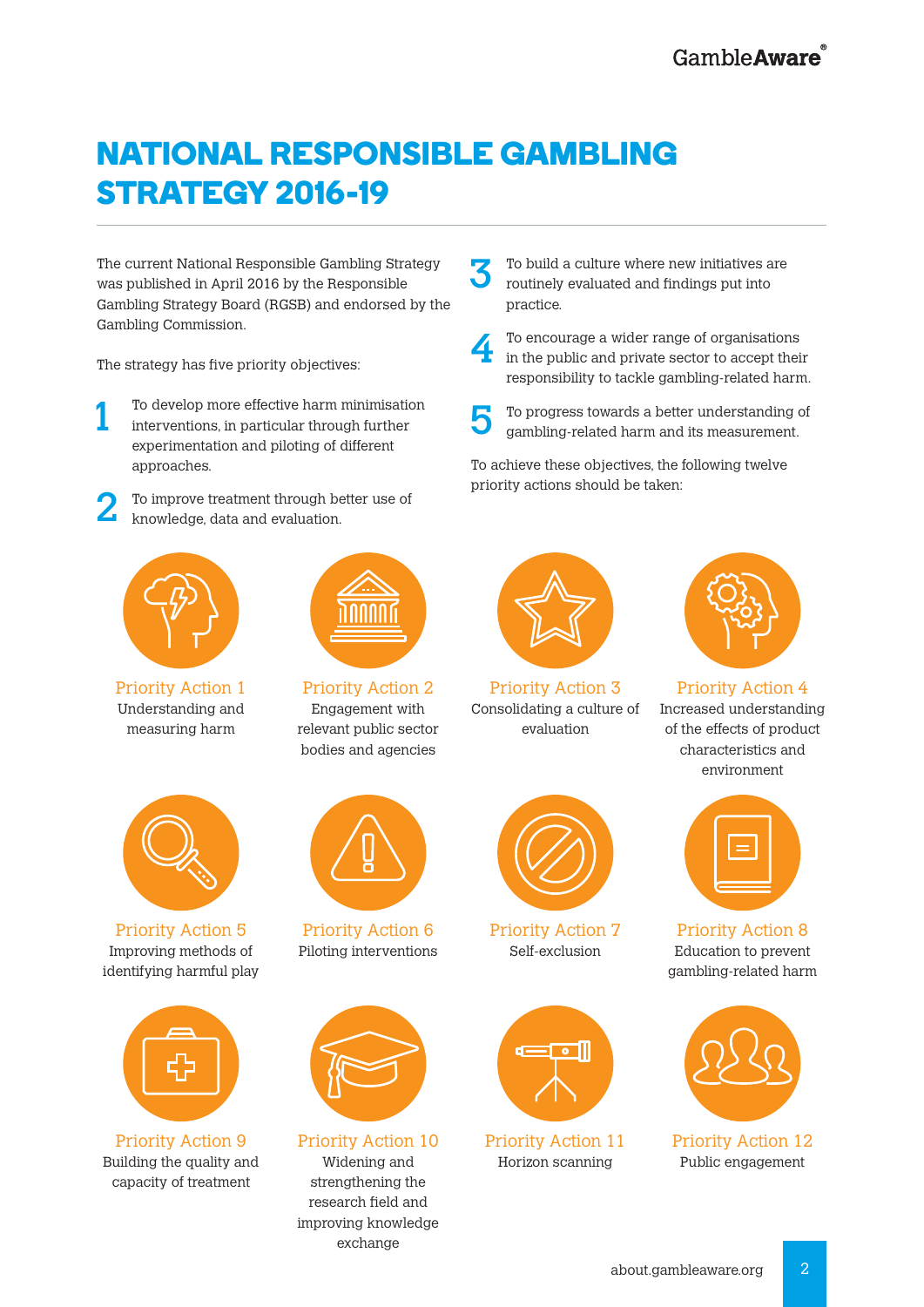# NATIONAL RESPONSIBLE GAMBLING STRATEGY 2016-19

The current National Responsible Gambling Strategy was published in April 2016 by the Responsible Gambling Strategy Board (RGSB) and endorsed by the Gambling Commission.

The strategy has five priority objectives:

1. To develop more effective harm minimisation interventions, in particular through further experimentation and piloting of different approaches.
2. To improve treatment through better use of knowledge, data and evaluation.
3. To build a culture where new initiatives are routinely evaluated and findings put into practice.
4. To encourage a wider range of organisations in the public and private sector to accept their responsibility to tackle gambling-related harm.
5. To progress towards a better understanding of gambling-related harm and its measurement.

To achieve these objectives, the following twelve priority actions should be taken:

**Priority Action 1**
Understanding and measuring harm

**Priority Action 2**
Engagement with relevant public sector bodies and agencies

**Priority Action 3**
Consolidating a culture of evaluation

**Priority Action 4**
Increased understanding of the effects of product characteristics and environment

**Priority Action 5**
Improving methods of identifying harmful play

**Priority Action 6**
Piloting interventions

**Priority Action 7**
Self-exclusion

**Priority Action 8**
Education to prevent gambling-related harm

**Priority Action 9**
Building the quality and capacity of treatment

**Priority Action 10**
Widening and strengthening the research field and improving knowledge exchange

**Priority Action 11**
Horizon scanning

**Priority Action 12**
Public engagement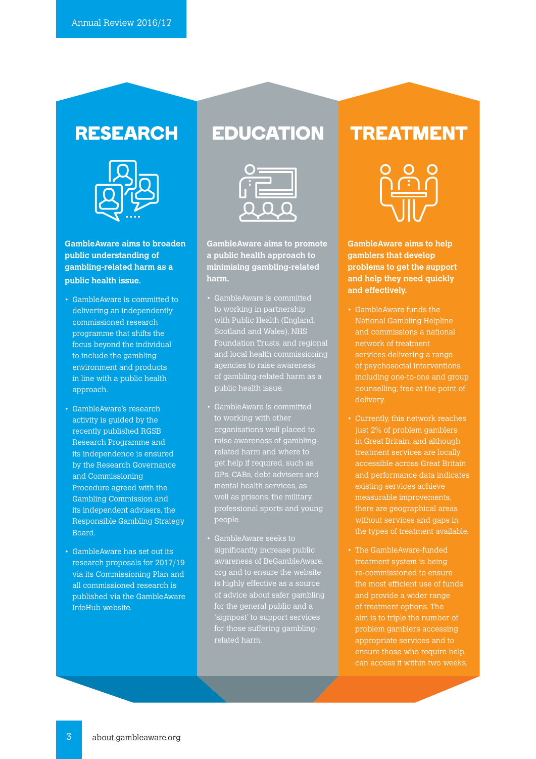## RESEARCH

**GambleAware aims to broaden public understanding of gambling-related harm as a public health issue.**

- GambleAware is committed to delivering an independently commissioned research programme that shifts the focus beyond the individual to include the gambling environment and products in line with a public health approach.
- GambleAware's research activity is guided by the recently published RGSB Research Programme and its independence is ensured by the Research Governance and Commissioning Procedure agreed with the Gambling Commission and its independent advisers, the Responsible Gambling Strategy Board.
- GambleAware has set out its research proposals for 2017/19 via its Commissioning Plan and all commissioned research is published via the GambleAware InfoHub website.

## EDUCATION

**GambleAware aims to promote a public health approach to minimising gambling-related harm.**

- GambleAware is committed to working in partnership with Public Health (England, Scotland and Wales), NHS Foundation Trusts, and regional and local health commissioning agencies to raise awareness of gambling-related harm as a public health issue.
- GambleAware is committed to working with other organisations well placed to raise awareness of gambling-related harm and where to get help if required, such as GPs, CABs, debt advisers and mental health services, as well as prisons, the military, professional sports and young people.
- GambleAware seeks to significantly increase public awareness of BeGambleAware.org and to ensure the website is highly effective as a source of advice about safer gambling for the general public and a 'signpost' to support services for those suffering gambling-related harm.

## TREATMENT

**GambleAware aims to help gamblers that develop problems to get the support and help they need quickly and effectively.**

- GambleAware funds the National Gambling Helpline and commissions a national network of treatment services delivering a range of psychosocial interventions including one-to-one and group counselling, free at the point of delivery.
- Currently, this network reaches just 2% of problem gamblers in Great Britain, and although treatment services are locally accessible across Great Britain and performance data indicates existing services achieve measurable improvements, there are geographical areas without services and gaps in the types of treatment available.
- The GambleAware-funded treatment system is being re-commissioned to ensure the most efficient use of funds and provide a wider range of treatment options. The aim is to triple the number of problem gamblers accessing appropriate services and to ensure those who require help can access it within two weeks.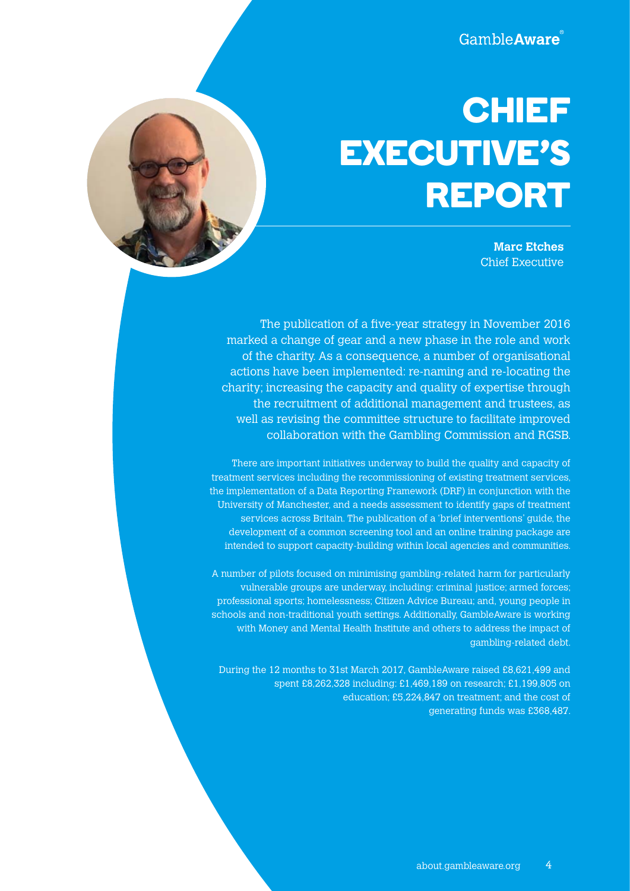# CHIEF EXECUTIVE'S REPORT

**Marc Etches**
Chief Executive

The publication of a five-year strategy in November 2016 marked a change of gear and a new phase in the role and work of the charity. As a consequence, a number of organisational actions have been implemented: re-naming and re-locating the charity; increasing the capacity and quality of expertise through the recruitment of additional management and trustees, as well as revising the committee structure to facilitate improved collaboration with the Gambling Commission and RGSB.

There are important initiatives underway to build the quality and capacity of treatment services including the recommissioning of existing treatment services, the implementation of a Data Reporting Framework (DRF) in conjunction with the University of Manchester, and a needs assessment to identify gaps of treatment services across Britain. The publication of a 'brief interventions' guide, the development of a common screening tool and an online training package are intended to support capacity-building within local agencies and communities.

A number of pilots focused on minimising gambling-related harm for particularly vulnerable groups are underway, including: criminal justice; armed forces; professional sports; homelessness; Citizen Advice Bureau; and, young people in schools and non-traditional youth settings. Additionally, GambleAware is working with Money and Mental Health Institute and others to address the impact of gambling-related debt.

During the 12 months to 31st March 2017, GambleAware raised £8,621,499 and spent £8,262,328 including: £1,469,189 on research; £1,199,805 on education; £5,224,847 on treatment; and the cost of generating funds was £368,487.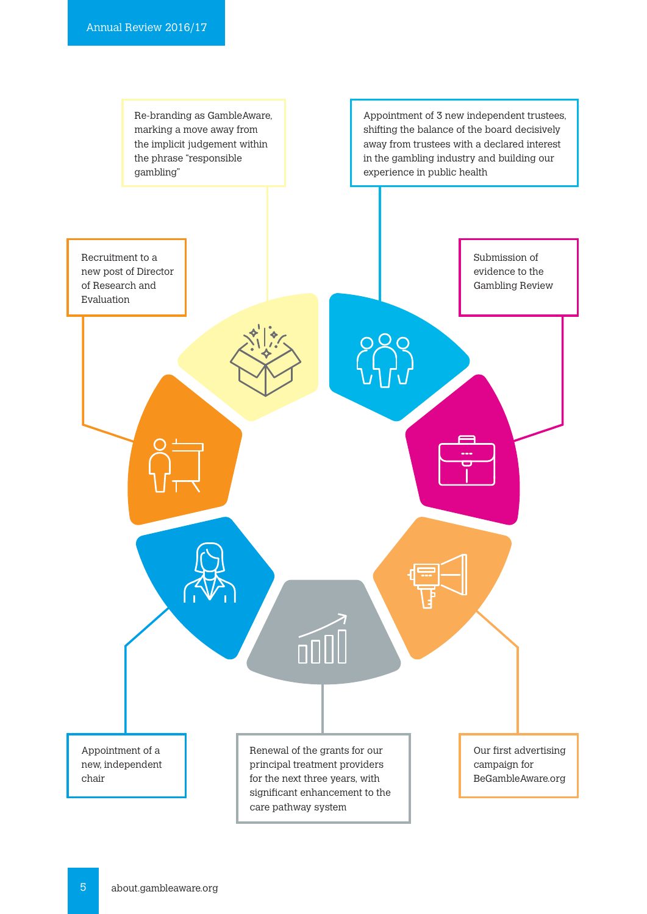Re-branding as GambleAware, marking a move away from the implicit judgement within the phrase "responsible gambling"

Appointment of 3 new independent trustees, shifting the balance of the board decisively away from trustees with a declared interest in the gambling industry and building our experience in public health

Recruitment to a new post of Director of Research and Evaluation

Submission of evidence to the Gambling Review

Appointment of a new, independent chair

Renewal of the grants for our principal treatment providers for the next three years, with significant enhancement to the care pathway system

Our first advertising campaign for BeGambleAware.org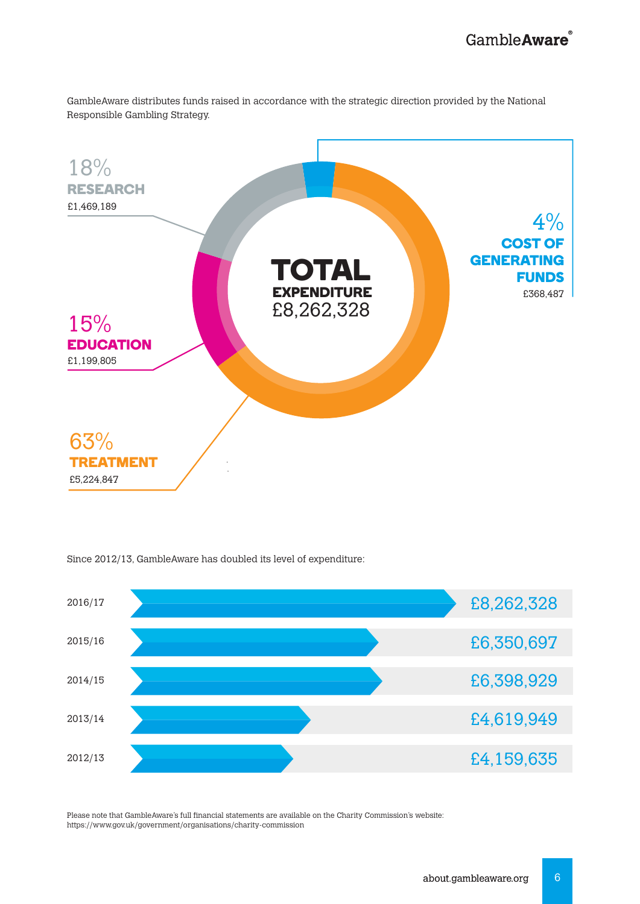GambleAware distributes funds raised in accordance with the strategic direction provided by the National Responsible Gambling Strategy.

18%
**RESEARCH**
£1,469,189

**TOTAL**
**EXPENDITURE**
£8,262,328

4%
**COST OF GENERATING FUNDS**
£368,487

15%
**EDUCATION**
£1,199,805

63%
**TREATMENT**
£5,224,847

Since 2012/13, GambleAware has doubled its level of expenditure:

2016/17
£8,262,328

2015/16
£6,350,697

2014/15
£6,398,929

2013/14
£4,619,949

2012/13
£4,159,635

Please note that GambleAware's full financial statements are available on the Charity Commission's website:
https://www.gov.uk/government/organisations/charity-commission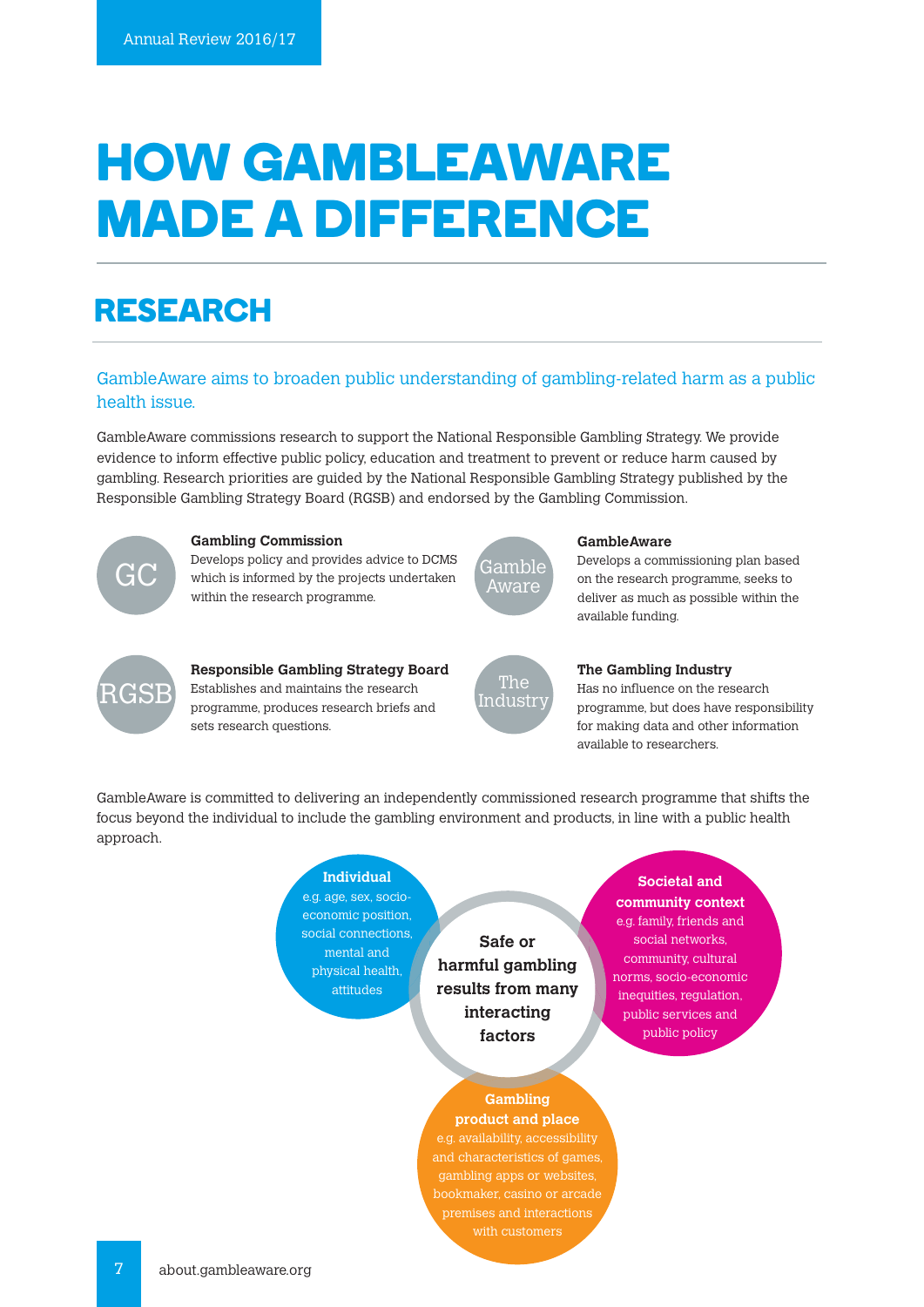# HOW GAMBLEAWARE MADE A DIFFERENCE

## RESEARCH

GambleAware aims to broaden public understanding of gambling-related harm as a public health issue.

GambleAware commissions research to support the National Responsible Gambling Strategy. We provide evidence to inform effective public policy, education and treatment to prevent or reduce harm caused by gambling. Research priorities are guided by the National Responsible Gambling Strategy published by the Responsible Gambling Strategy Board (RGSB) and endorsed by the Gambling Commission.

GC

**Gambling Commission**
Develops policy and provides advice to DCMS which is informed by the projects undertaken within the research programme.

Gamble Aware

**GambleAware**
Develops a commissioning plan based on the research programme, seeks to deliver as much as possible within the available funding.

RGSB

**Responsible Gambling Strategy Board**
Establishes and maintains the research programme, produces research briefs and sets research questions.

The Industry

**The Gambling Industry**
Has no influence on the research programme, but does have responsibility for making data and other information available to researchers.

GambleAware is committed to delivering an independently commissioned research programme that shifts the focus beyond the individual to include the gambling environment and products, in line with a public health approach.

**Individual**
e.g. age, sex, socio-economic position, social connections, mental and physical health, attitudes

**Safe or harmful gambling results from many interacting factors**

**Societal and community context**
e.g. family, friends and social networks, community, cultural norms, socio-economic inequities, regulation, public services and public policy

**Gambling product and place**
e.g. availability, accessibility and characteristics of games, gambling apps or websites, bookmaker, casino or arcade premises and interactions with customers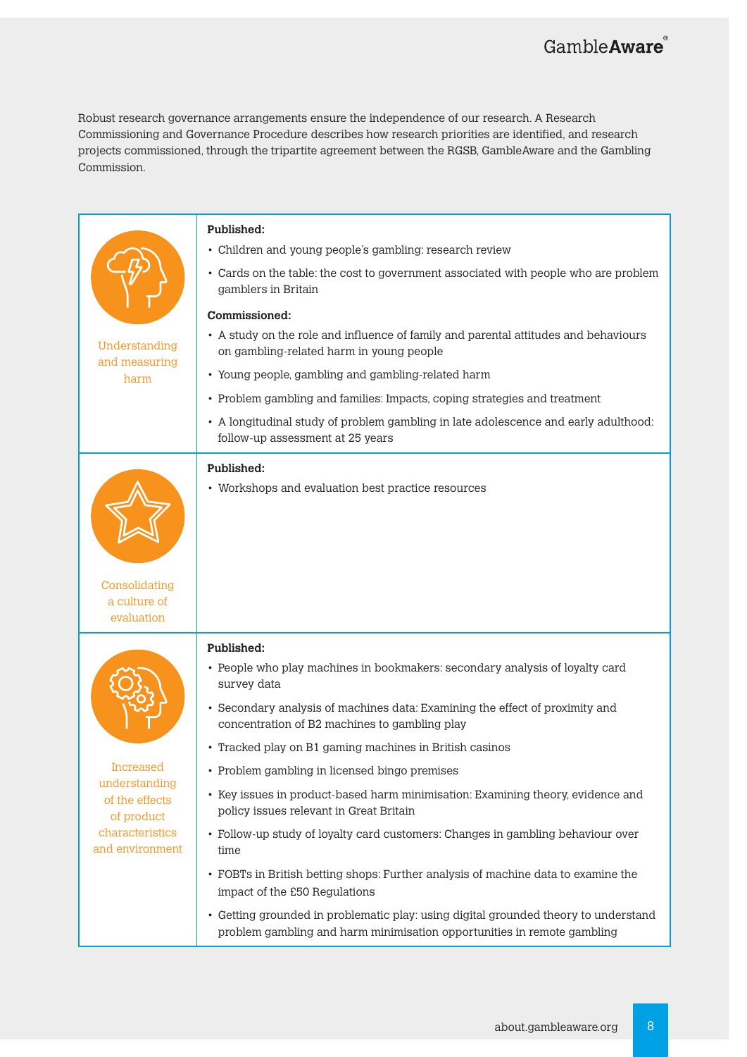Robust research governance arrangements ensure the independence of our research. A Research Commissioning and Governance Procedure describes how research priorities are identified, and research projects commissioned, through the tripartite agreement between the RGSB, GambleAware and the Gambling Commission.

| | |
|---|---|
| Understanding and measuring harm | **Published:**<br>• Children and young people's gambling: research review<br>• Cards on the table: the cost to government associated with people who are problem gamblers in Britain<br>**Commissioned:**<br>• A study on the role and influence of family and parental attitudes and behaviours on gambling-related harm in young people<br>• Young people, gambling and gambling-related harm<br>• Problem gambling and families: Impacts, coping strategies and treatment<br>• A longitudinal study of problem gambling in late adolescence and early adulthood: follow-up assessment at 25 years |
| Consolidating a culture of evaluation | **Published:**<br>• Workshops and evaluation best practice resources |
| Increased understanding of the effects of product characteristics and environment | **Published:**<br>• People who play machines in bookmakers: secondary analysis of loyalty card survey data<br>• Secondary analysis of machines data: Examining the effect of proximity and concentration of B2 machines to gambling play<br>• Tracked play on B1 gaming machines in British casinos<br>• Problem gambling in licensed bingo premises<br>• Key issues in product-based harm minimisation: Examining theory, evidence and policy issues relevant in Great Britain<br>• Follow-up study of loyalty card customers: Changes in gambling behaviour over time<br>• FOBTs in British betting shops: Further analysis of machine data to examine the impact of the £50 Regulations<br>• Getting grounded in problematic play: using digital grounded theory to understand problem gambling and harm minimisation opportunities in remote gambling |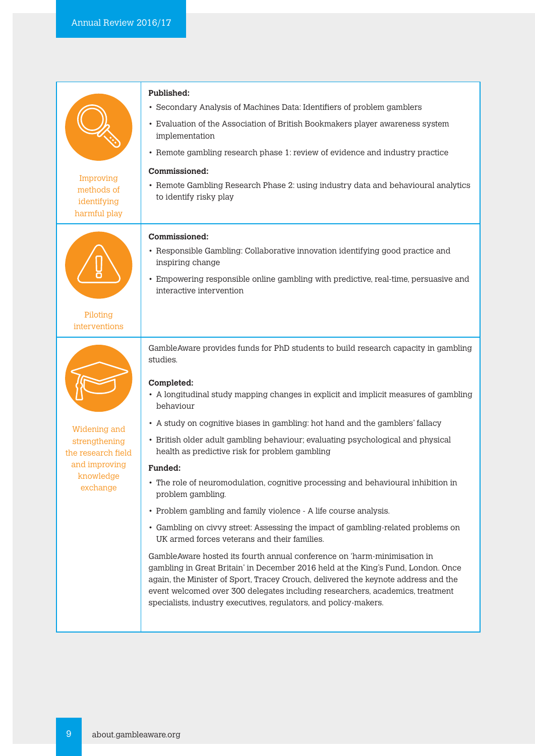| | |
|---|---|
| Improving methods of identifying harmful play | **Published:**<br>• Secondary Analysis of Machines Data: Identifiers of problem gamblers<br>• Evaluation of the Association of British Bookmakers player awareness system implementation<br>• Remote gambling research phase 1: review of evidence and industry practice<br>**Commissioned:**<br>• Remote Gambling Research Phase 2: using industry data and behavioural analytics to identify risky play |
| Piloting interventions | **Commissioned:**<br>• Responsible Gambling: Collaborative innovation identifying good practice and inspiring change<br>• Empowering responsible online gambling with predictive, real-time, persuasive and interactive intervention |
| Widening and strengthening the research field and improving knowledge exchange | GambleAware provides funds for PhD students to build research capacity in gambling studies.<br>**Completed:**<br>• A longitudinal study mapping changes in explicit and implicit measures of gambling behaviour<br>• A study on cognitive biases in gambling: hot hand and the gamblers' fallacy<br>• British older adult gambling behaviour; evaluating psychological and physical health as predictive risk for problem gambling<br>**Funded:**<br>• The role of neuromodulation, cognitive processing and behavioural inhibition in problem gambling.<br>• Problem gambling and family violence - A life course analysis.<br>• Gambling on civvy street: Assessing the impact of gambling-related problems on UK armed forces veterans and their families.<br>GambleAware hosted its fourth annual conference on 'harm-minimisation in gambling in Great Britain' in December 2016 held at the King's Fund, London. Once again, the Minister of Sport, Tracey Crouch, delivered the keynote address and the event welcomed over 300 delegates including researchers, academics, treatment specialists, industry executives, regulators, and policy-makers. |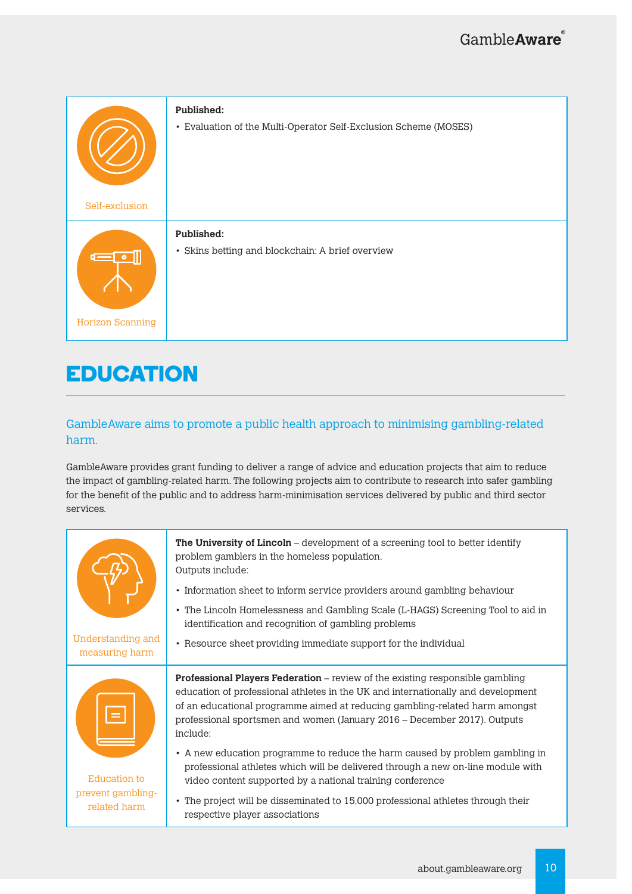| | |
|---|---|
| Self-exclusion | **Published:**<br>• Evaluation of the Multi-Operator Self-Exclusion Scheme (MOSES) |
| Horizon Scanning | **Published:**<br>• Skins betting and blockchain: A brief overview |

# EDUCATION

GambleAware aims to promote a public health approach to minimising gambling-related harm.

GambleAware provides grant funding to deliver a range of advice and education projects that aim to reduce the impact of gambling-related harm. The following projects aim to contribute to research into safer gambling for the benefit of the public and to address harm-minimisation services delivered by public and third sector services.

| | |
|---|---|
| Understanding and measuring harm | **The University of Lincoln** – development of a screening tool to better identify problem gamblers in the homeless population.<br>Outputs include:<br>• Information sheet to inform service providers around gambling behaviour<br>• The Lincoln Homelessness and Gambling Scale (L-HAGS) Screening Tool to aid in identification and recognition of gambling problems<br>• Resource sheet providing immediate support for the individual |
| Education to prevent gambling-related harm | **Professional Players Federation** – review of the existing responsible gambling education of professional athletes in the UK and internationally and development of an educational programme aimed at reducing gambling-related harm amongst professional sportsmen and women (January 2016 – December 2017). Outputs include:<br>• A new education programme to reduce the harm caused by problem gambling in professional athletes which will be delivered through a new on-line module with video content supported by a national training conference<br>• The project will be disseminated to 15,000 professional athletes through their respective player associations |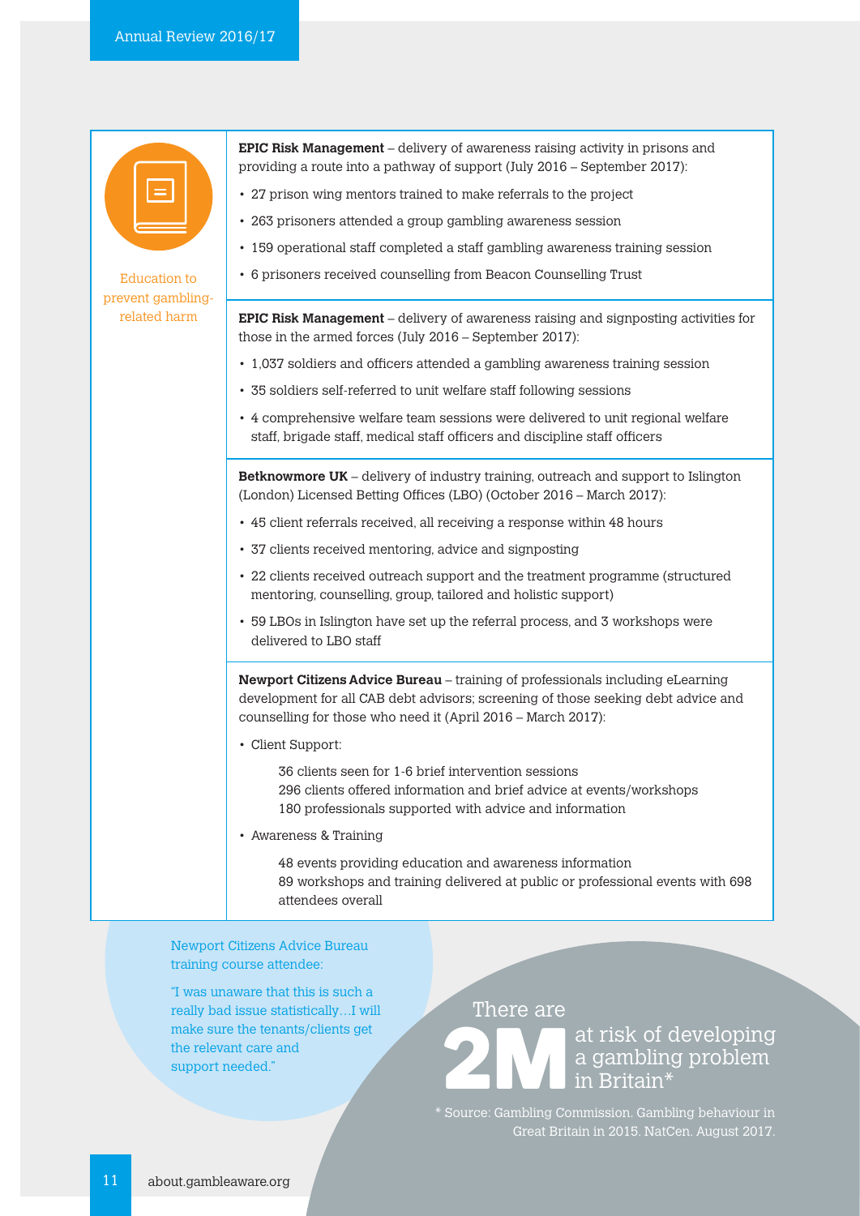Education to prevent gambling-related harm

**EPIC Risk Management** – delivery of awareness raising activity in prisons and providing a route into a pathway of support (July 2016 – September 2017):

- 27 prison wing mentors trained to make referrals to the project
- 263 prisoners attended a group gambling awareness session
- 159 operational staff completed a staff gambling awareness training session
- 6 prisoners received counselling from Beacon Counselling Trust

**EPIC Risk Management** – delivery of awareness raising and signposting activities for those in the armed forces (July 2016 – September 2017):

- 1,037 soldiers and officers attended a gambling awareness training session
- 35 soldiers self-referred to unit welfare staff following sessions
- 4 comprehensive welfare team sessions were delivered to unit regional welfare staff, brigade staff, medical staff officers and discipline staff officers

**Betknowmore UK** – delivery of industry training, outreach and support to Islington (London) Licensed Betting Offices (LBO) (October 2016 – March 2017):

- 45 client referrals received, all receiving a response within 48 hours
- 37 clients received mentoring, advice and signposting
- 22 clients received outreach support and the treatment programme (structured mentoring, counselling, group, tailored and holistic support)
- 59 LBOs in Islington have set up the referral process, and 3 workshops were delivered to LBO staff

**Newport Citizens Advice Bureau** – training of professionals including eLearning development for all CAB debt advisors; screening of those seeking debt advice and counselling for those who need it (April 2016 – March 2017):

- Client Support:

  36 clients seen for 1-6 brief intervention sessions
  296 clients offered information and brief advice at events/workshops
  180 professionals supported with advice and information

- Awareness & Training

  48 events providing education and awareness information
  89 workshops and training delivered at public or professional events with 698 attendees overall

Newport Citizens Advice Bureau training course attendee:

"I was unaware that this is such a really bad issue statistically…I will make sure the tenants/clients get the relevant care and support needed."

There are **2M** at risk of developing a gambling problem in Britain*

* Source: Gambling Commission. Gambling behaviour in Great Britain in 2015. NatCen. August 2017.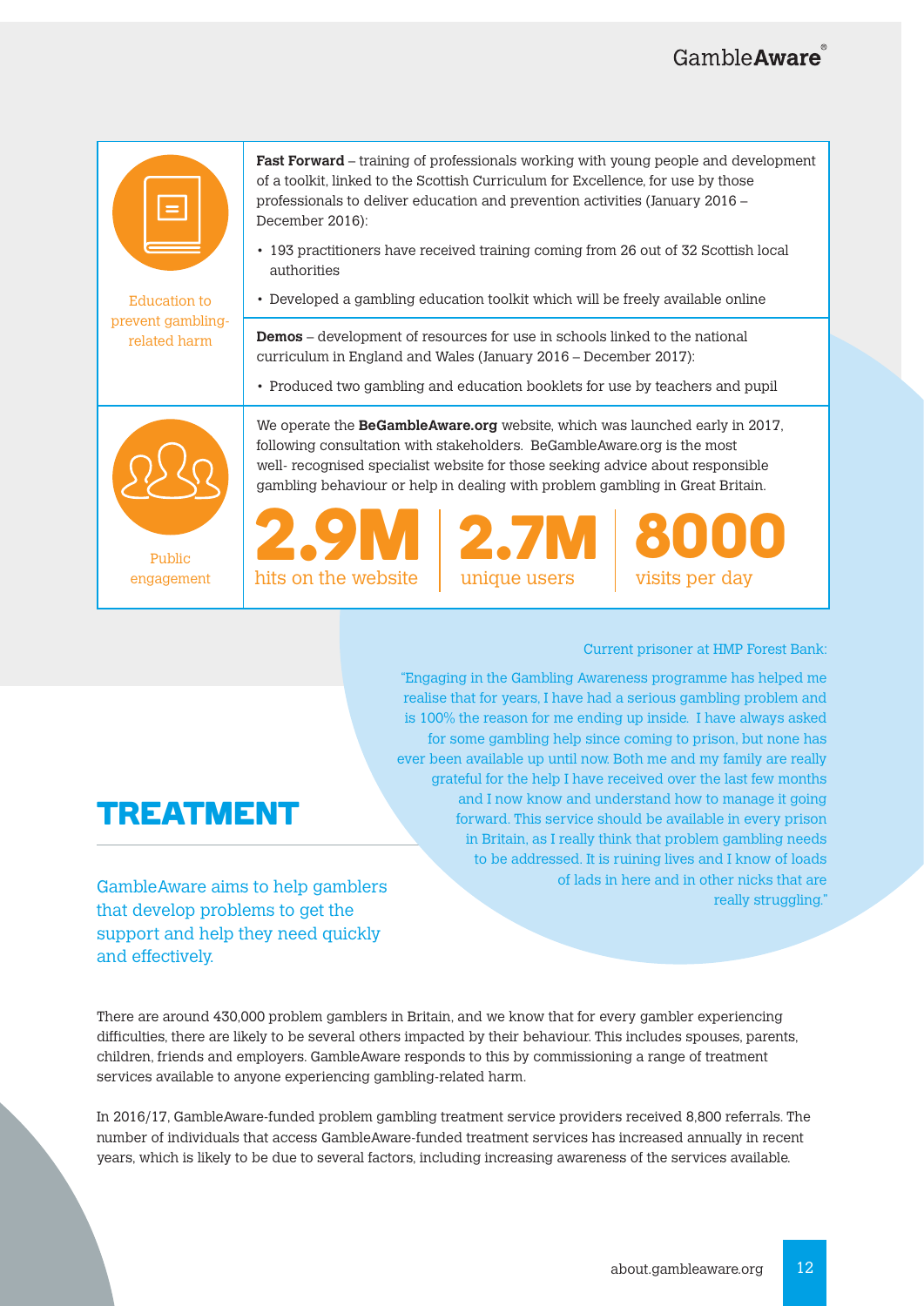| | |
|---|---|
| Education to prevent gambling-related harm | **Fast Forward** – training of professionals working with young people and development of a toolkit, linked to the Scottish Curriculum for Excellence, for use by those professionals to deliver education and prevention activities (January 2016 – December 2016): • 193 practitioners have received training coming from 26 out of 32 Scottish local authorities • Developed a gambling education toolkit which will be freely available online |
| | **Demos** – development of resources for use in schools linked to the national curriculum in England and Wales (January 2016 – December 2017): • Produced two gambling and education booklets for use by teachers and pupil |
| Public engagement | We operate the **BeGambleAware.org** website, which was launched early in 2017, following consultation with stakeholders. BeGambleAware.org is the most well- recognised specialist website for those seeking advice about responsible gambling behaviour or help in dealing with problem gambling in Great Britain. **2.9M** hits on the website **2.7M** unique users **8000** visits per day |

Current prisoner at HMP Forest Bank:

"Engaging in the Gambling Awareness programme has helped me realise that for years, I have had a serious gambling problem and is 100% the reason for me ending up inside. I have always asked for some gambling help since coming to prison, but none has ever been available up until now. Both me and my family are really grateful for the help I have received over the last few months and I now know and understand how to manage it going forward. This service should be available in every prison in Britain, as I really think that problem gambling needs to be addressed. It is ruining lives and I know of loads of lads in here and in other nicks that are really struggling."

# TREATMENT

GambleAware aims to help gamblers that develop problems to get the support and help they need quickly and effectively.

There are around 430,000 problem gamblers in Britain, and we know that for every gambler experiencing difficulties, there are likely to be several others impacted by their behaviour. This includes spouses, parents, children, friends and employers. GambleAware responds to this by commissioning a range of treatment services available to anyone experiencing gambling-related harm.

In 2016/17, GambleAware-funded problem gambling treatment service providers received 8,800 referrals. The number of individuals that access GambleAware-funded treatment services has increased annually in recent years, which is likely to be due to several factors, including increasing awareness of the services available.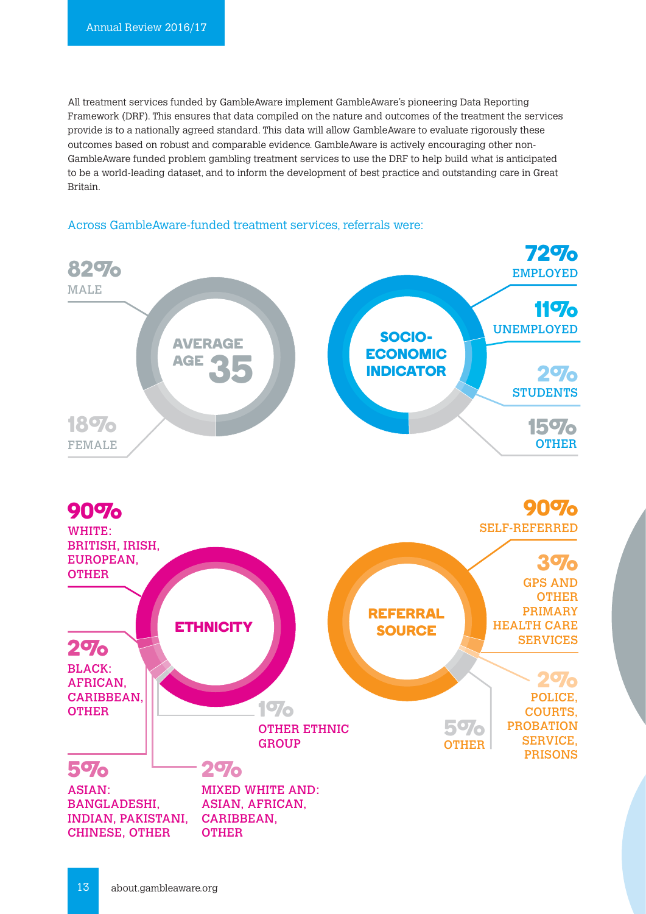All treatment services funded by GambleAware implement GambleAware's pioneering Data Reporting Framework (DRF). This ensures that data compiled on the nature and outcomes of the treatment the services provide is to a nationally agreed standard. This data will allow GambleAware to evaluate rigorously these outcomes based on robust and comparable evidence. GambleAware is actively encouraging other non-GambleAware funded problem gambling treatment services to use the DRF to help build what is anticipated to be a world-leading dataset, and to inform the development of best practice and outstanding care in Great Britain.

Across GambleAware-funded treatment services, referrals were:

AVERAGE AGE 35

82% MALE

18% FEMALE

SOCIO-ECONOMIC INDICATOR

72% EMPLOYED

11% UNEMPLOYED

2% STUDENTS

15% OTHER

ETHNICITY

90% WHITE: BRITISH, IRISH, EUROPEAN, OTHER

2% BLACK: AFRICAN, CARIBBEAN, OTHER

1% OTHER ETHNIC GROUP

5% ASIAN: BANGLADESHI, INDIAN, PAKISTANI, CHINESE, OTHER

2% MIXED WHITE AND: ASIAN, AFRICAN, CARIBBEAN, OTHER

REFERRAL SOURCE

90% SELF-REFERRED

3% GPS AND OTHER PRIMARY HEALTH CARE SERVICES

2% POLICE, COURTS, PROBATION SERVICE, PRISONS

5% OTHER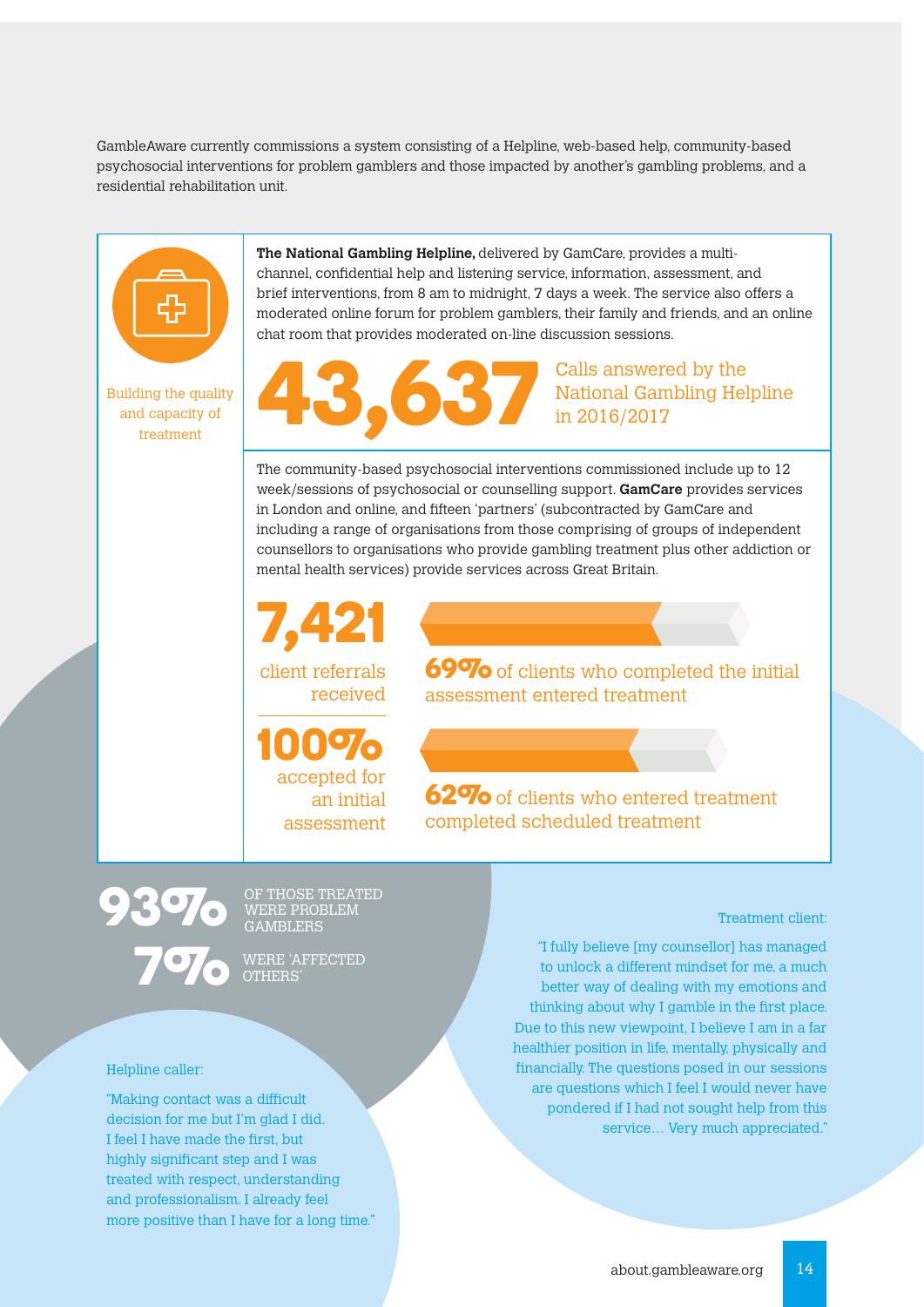GambleAware currently commissions a system consisting of a Helpline, web-based help, community-based psychosocial interventions for problem gamblers and those impacted by another's gambling problems, and a residential rehabilitation unit.

Building the quality and capacity of treatment

**The National Gambling Helpline,** delivered by GamCare, provides a multi-channel, confidential help and listening service, information, assessment, and brief interventions, from 8 am to midnight, 7 days a week. The service also offers a moderated online forum for problem gamblers, their family and friends, and an online chat room that provides moderated on-line discussion sessions.

**43,637** Calls answered by the National Gambling Helpline in 2016/2017

The community-based psychosocial interventions commissioned include up to 12 week/sessions of psychosocial or counselling support. **GamCare** provides services in London and online, and fifteen 'partners' (subcontracted by GamCare and including a range of organisations from those comprising of groups of independent counsellors to organisations who provide gambling treatment plus other addiction or mental health services) provide services across Great Britain.

**7,421** client referrals received

**100%** accepted for an initial assessment

**69%** of clients who completed the initial assessment entered treatment

**62%** of clients who entered treatment completed scheduled treatment

**93%** OF THOSE TREATED WERE PROBLEM GAMBLERS

**7%** WERE 'AFFECTED OTHERS'

Helpline caller:

"Making contact was a difficult decision for me but I'm glad I did. I feel I have made the first, but highly significant step and I was treated with respect, understanding and professionalism. I already feel more positive than I have for a long time."

Treatment client:

"I fully believe [my counsellor] has managed to unlock a different mindset for me, a much better way of dealing with my emotions and thinking about why I gamble in the first place. Due to this new viewpoint, I believe I am in a far healthier position in life, mentally, physically and financially. The questions posed in our sessions are questions which I feel I would never have pondered if I had not sought help from this service… Very much appreciated."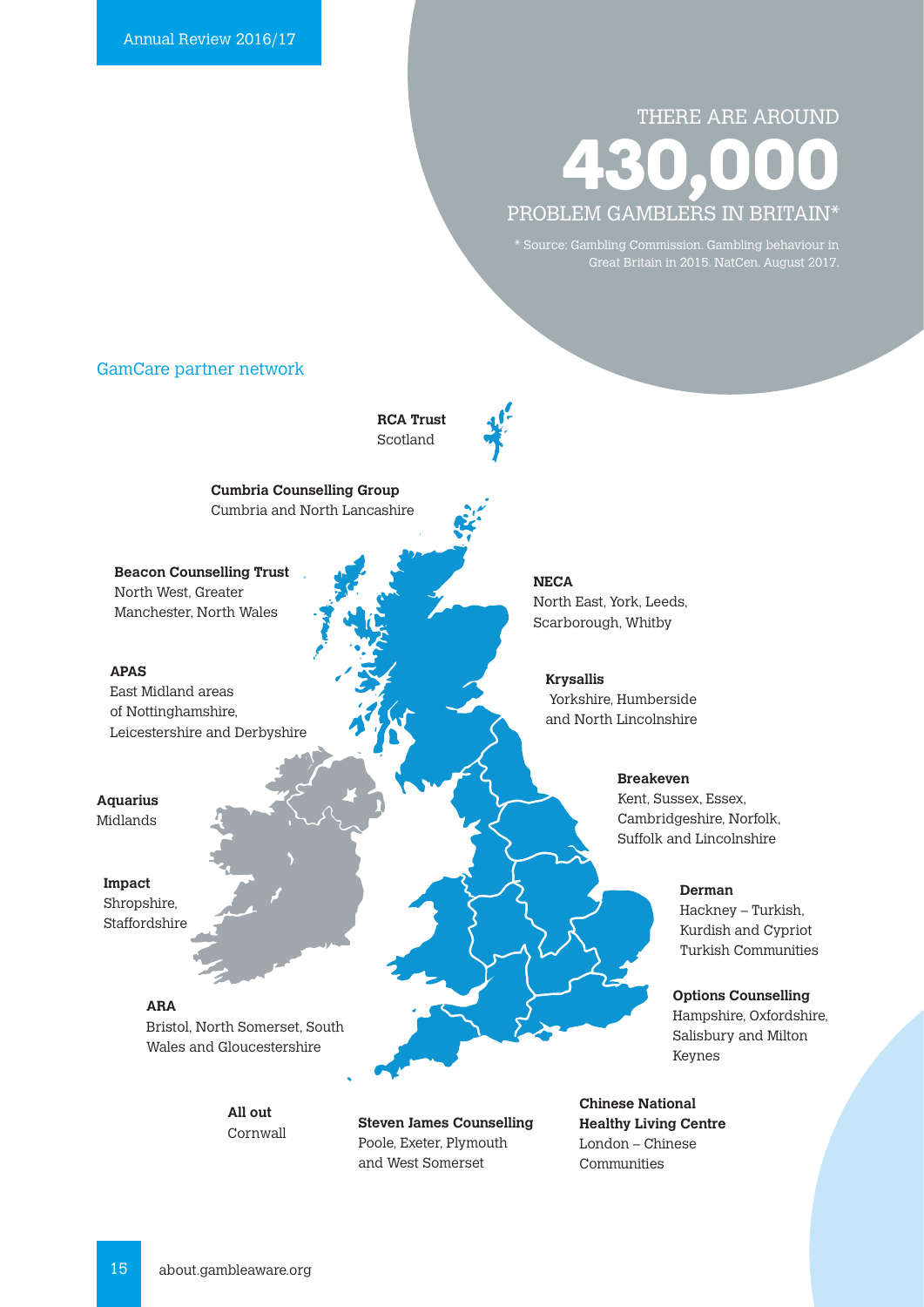THERE ARE AROUND

# 430,000

PROBLEM GAMBLERS IN BRITAIN*

\* Source: Gambling Commission. Gambling behaviour in Great Britain in 2015. NatCen. August 2017.

## GamCare partner network

**RCA Trust**
Scotland

**Cumbria Counselling Group**
Cumbria and North Lancashire

**Beacon Counselling Trust**
North West, Greater Manchester, North Wales

**APAS**
East Midland areas of Nottinghamshire, Leicestershire and Derbyshire

**Aquarius**
Midlands

**Impact**
Shropshire, Staffordshire

**ARA**
Bristol, North Somerset, South Wales and Gloucestershire

**All out**
Cornwall

**Steven James Counselling**
Poole, Exeter, Plymouth and West Somerset

**Chinese National Healthy Living Centre**
London – Chinese Communities

**NECA**
North East, York, Leeds, Scarborough, Whitby

**Krysallis**
Yorkshire, Humberside and North Lincolnshire

**Breakeven**
Kent, Sussex, Essex, Cambridgeshire, Norfolk, Suffolk and Lincolnshire

**Derman**
Hackney – Turkish, Kurdish and Cypriot Turkish Communities

**Options Counselling**
Hampshire, Oxfordshire, Salisbury and Milton Keynes

about.gambleaware.org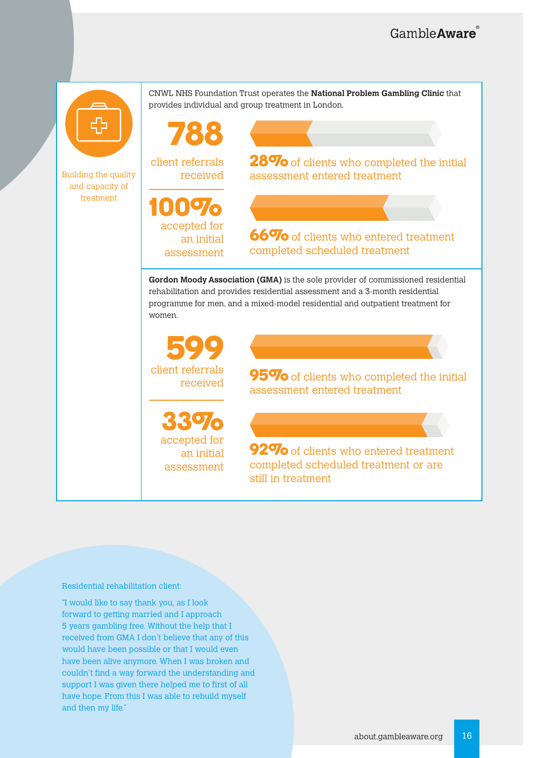Building the quality and capacity of treatment

CNWL NHS Foundation Trust operates the **National Problem Gambling Clinic** that provides individual and group treatment in London.

**788** client referrals received

**100%** accepted for an initial assessment

**28%** of clients who completed the initial assessment entered treatment

**66%** of clients who entered treatment completed scheduled treatment

**Gordon Moody Association (GMA)** is the sole provider of commissioned residential rehabilitation and provides residential assessment and a 3-month residential programme for men, and a mixed-model residential and outpatient treatment for women.

**599** client referrals received

**33%** accepted for an initial assessment

**95%** of clients who completed the initial assessment entered treatment

**92%** of clients who entered treatment completed scheduled treatment or are still in treatment

Residential rehabilitation client:

"I would like to say thank you, as I look forward to getting married and I approach 5 years gambling free. Without the help that I received from GMA I don't believe that any of this would have been possible or that I would even have been alive anymore. When I was broken and couldn't find a way forward the understanding and support I was given there helped me to first of all have hope. From this I was able to rebuild myself and then my life."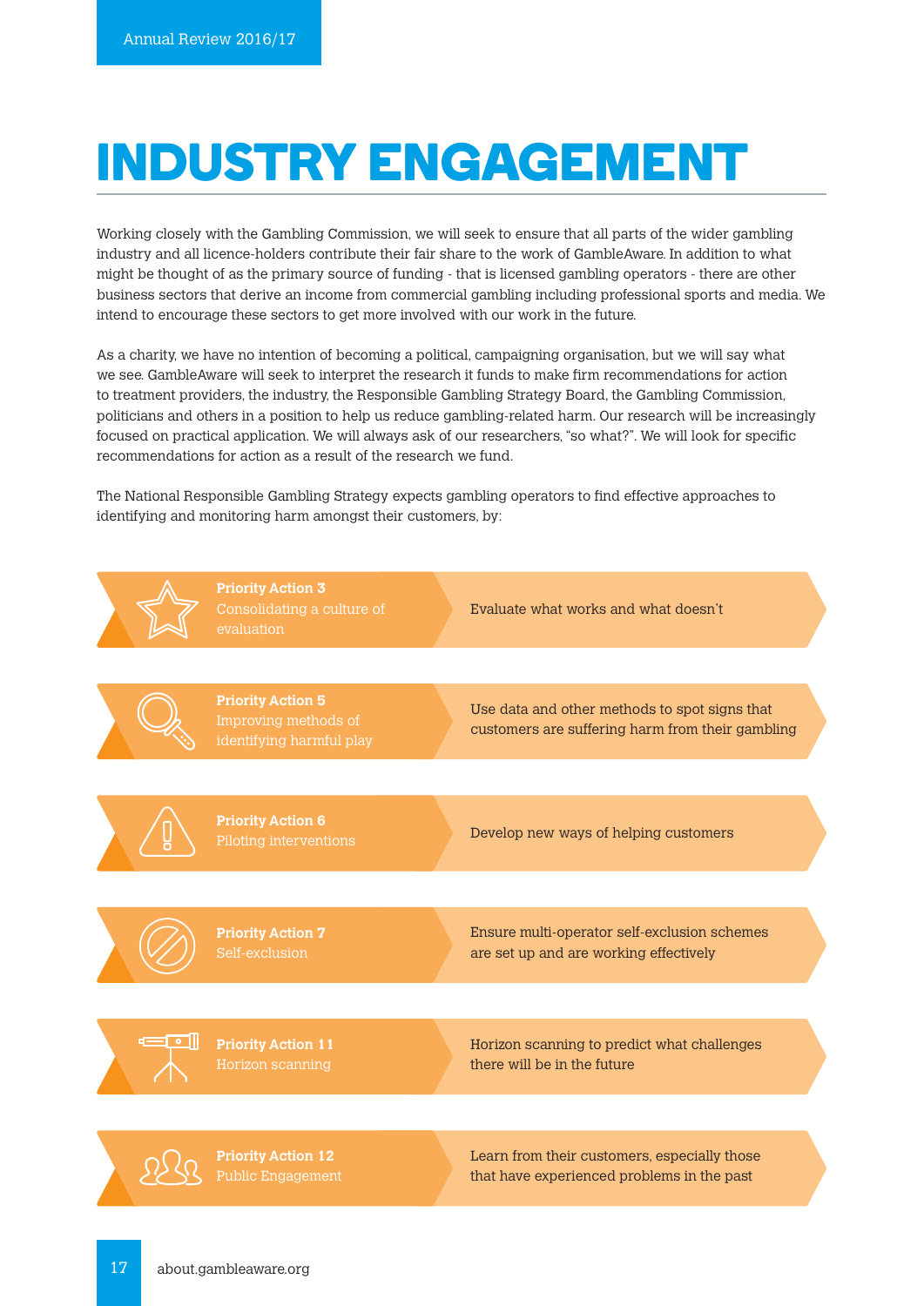# INDUSTRY ENGAGEMENT

Working closely with the Gambling Commission, we will seek to ensure that all parts of the wider gambling industry and all licence-holders contribute their fair share to the work of GambleAware. In addition to what might be thought of as the primary source of funding - that is licensed gambling operators - there are other business sectors that derive an income from commercial gambling including professional sports and media. We intend to encourage these sectors to get more involved with our work in the future.

As a charity, we have no intention of becoming a political, campaigning organisation, but we will say what we see. GambleAware will seek to interpret the research it funds to make firm recommendations for action to treatment providers, the industry, the Responsible Gambling Strategy Board, the Gambling Commission, politicians and others in a position to help us reduce gambling-related harm. Our research will be increasingly focused on practical application. We will always ask of our researchers, "so what?". We will look for specific recommendations for action as a result of the research we fund.

The National Responsible Gambling Strategy expects gambling operators to find effective approaches to identifying and monitoring harm amongst their customers, by:

**Priority Action 3**
Consolidating a culture of evaluation

Evaluate what works and what doesn't

**Priority Action 5**
Improving methods of identifying harmful play

Use data and other methods to spot signs that customers are suffering harm from their gambling

**Priority Action 6**
Piloting interventions

Develop new ways of helping customers

**Priority Action 7**
Self-exclusion

Ensure multi-operator self-exclusion schemes are set up and are working effectively

**Priority Action 11**
Horizon scanning

Horizon scanning to predict what challenges there will be in the future

**Priority Action 12**
Public Engagement

Learn from their customers, especially those that have experienced problems in the past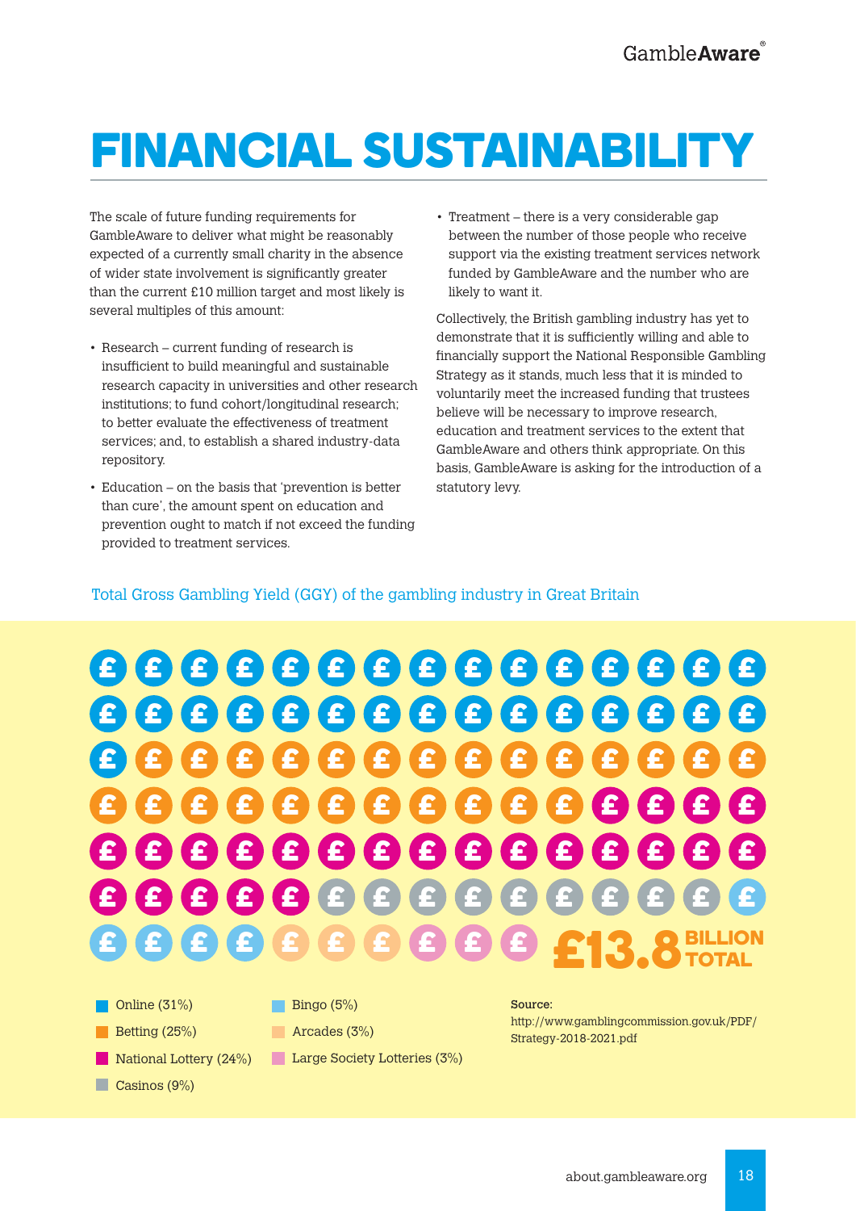# FINANCIAL SUSTAINABILITY

The scale of future funding requirements for GambleAware to deliver what might be reasonably expected of a currently small charity in the absence of wider state involvement is significantly greater than the current £10 million target and most likely is several multiples of this amount:

- Research – current funding of research is insufficient to build meaningful and sustainable research capacity in universities and other research institutions; to fund cohort/longitudinal research; to better evaluate the effectiveness of treatment services; and, to establish a shared industry-data repository.
- Education – on the basis that 'prevention is better than cure', the amount spent on education and prevention ought to match if not exceed the funding provided to treatment services.
- Treatment – there is a very considerable gap between the number of those people who receive support via the existing treatment services network funded by GambleAware and the number who are likely to want it.

Collectively, the British gambling industry has yet to demonstrate that it is sufficiently willing and able to financially support the National Responsible Gambling Strategy as it stands, much less that it is minded to voluntarily meet the increased funding that trustees believe will be necessary to improve research, education and treatment services to the extent that GambleAware and others think appropriate. On this basis, GambleAware is asking for the introduction of a statutory levy.

Total Gross Gambling Yield (GGY) of the gambling industry in Great Britain

£13.8 BILLION TOTAL

- Online (31%)
- Betting (25%)
- National Lottery (24%)
- Casinos (9%)
- Bingo (5%)
- Arcades (3%)
- Large Society Lotteries (3%)

**Source:**
http://www.gamblingcommission.gov.uk/PDF/Strategy-2018-2021.pdf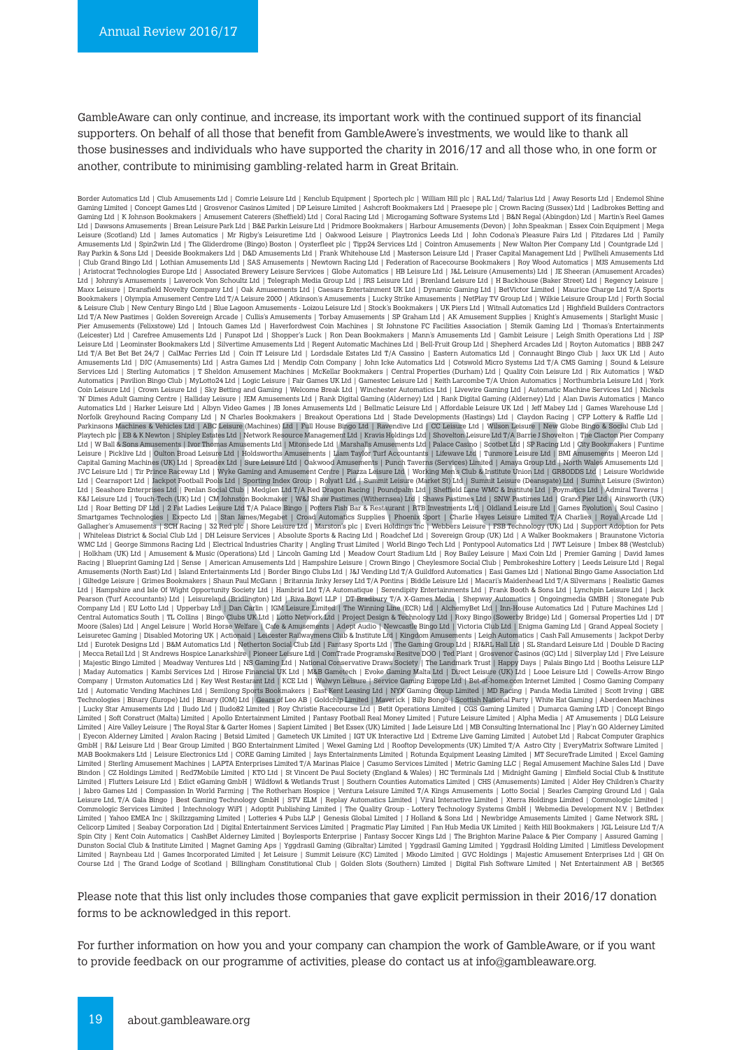GambleAware can only continue, and increase, its important work with the continued support of its financial supporters. On behalf of all those that benefit from GambleAwere's investments, we would like to thank all those businesses and individuals who have supported the charity in 2016/17 and all those who, in one form or another, contribute to minimising gambling-related harm in Great Britain.

Border Automatics Ltd | Club Amusements Ltd | Comrie Leisure Ltd | Kenclub Equipment | Sportech plc | William Hill plc | RAL Ltd/ Talarius Ltd | Away Resorts Ltd | Endemol Shine Gaming Limited | Concept Games Ltd | Grosvenor Casinos Limited | DP Leisure Limited | Ashcroft Bookmakers Ltd | Praesepe plc | Crown Racing (Sussex) Ltd | Ladbrokes Betting and Gaming Ltd | K Johnson Bookmakers | Amusement Caterers (Sheffield) Ltd | Coral Racing Ltd | Microgaming Software Systems Ltd | B&N Regal (Abingdon) Ltd | Martin's Reel Games Ltd | Dawsons Amusements | Brean Leisure Park Ltd | B&E Parkin Leisure Ltd | Pridmore Bookmakers | Harbour Amusements (Devon) | John Speakman | Essex Coin Equipment | Mega Leisure (Scotland) Ltd | James Automatics | Mr Rigby's Leisuretime Ltd | Oakwood Leisure | Playtronics Leeds Ltd | John Codona's Pleasure Fairs Ltd | Fitzdares Ltd | Family Amusements Ltd | Spin2win Ltd | The Gliderdrome (Bingo) Boston | Oysterfleet plc | Tipp24 Services Ltd | Cointron Amusements | New Walton Pier Company Ltd | Countgrade Ltd | Ray Parkin & Sons Ltd | Deeside Bookmakers Ltd | D&D Amusements Ltd | Frank Whitehouse Ltd | Masterson Leisure Ltd | Fraser Capital Management Ltd | Pwllheli Amusements Ltd | Club Grand Bingo Ltd | Lothian Amusements Ltd | SAS Amusements | Newtown Racing Ltd | Federation of Racecourse Bookmakers | Roy Wood Automatics | MJS Amusements Ltd | Aristocrat Technologies Europe Ltd | Associated Brewery Leisure Services | Globe Automatics | HB Leisure Ltd | J&L Leisure (Amusements) Ltd | JE Sheeran (Amusement Arcades) Ltd | Johnny's Amusements | Laverock Von Schoultz Ltd | Telegraph Media Group Ltd | IRS Leisure Ltd | Brenland Leisure Ltd | H Backhouse (Baker Street) Ltd | Regency Leisure | Maxx Leisure | Dransfield Novelty Company Ltd | Oak Amusements Ltd | Caesars Entertainment UK Ltd | Dynamic Gaming Ltd | BetVictor Limited | Maurice Charge Ltd T/A Sports Bookmakers | Olympia Amusement Centre Ltd T/A Leisure 2000 | Atkinson's Amusements | Lucky Strike Amusements | NetPlay TV Group Ltd | Wilkie Leisure Group Ltd | Forth Social & Leisure Club | New Century Bingo Ltd | Blue Lagoon Amusements - Loizou Leisure Ltd | Stock's Bookmakers | UK Piers Ltd | Witnall Automatics Ltd | Highfield Builders Contractors Ltd T/A New Pastimes | Golden Sovereign Arcade | Cullis's Amusements | Torbay Amusements | SP Graham Ltd | AK Amusement Supplies | Knight's Amusements | Starlight Music | Pier Amusements (Felixstowe) Ltd | Intouch Games Ltd | Haverfordwest Coin Machines | St Johnstone FC Facilities Association | Stemik Gaming Ltd | Thomas's Entertainments (Leicester) Ltd | Carefree Amusements Ltd | Funspot Ltd | Shopper's Luck | Ron Dean Bookmakers | Mann's Amusements Ltd | Gambit Leisure | Leigh Smith Operations Ltd | ISP Leisure Ltd | Leominster Bookmakers Ltd | Silvertime Amusements Ltd | Regent Automatic Machines Ltd | Bell-Fruit Group Ltd | Shepherd Arcades Ltd | Royton Automatics | BBB 247 Ltd T/A Bet Bet Bet 24/7 | CalMac Ferries Ltd | Coin IT Leisure Ltd | Lordsdale Estates Ltd T/A Cassino | Eastern Automatics Ltd | Connaught Bingo Club | Jaxx UK Ltd | Auto Amusements Ltd | DJC (Amusements) Ltd | Astra Games Ltd | Mendip Coin Company | John Icke Automatics Ltd | Cotswold Micro Systems Ltd T/A CMS Gaming | Sound & Leisure Services Ltd | Sterling Automatics | T Sheldon Amusement Machines | McKellar Bookmakers | Central Properties (Durham) Ltd | Quality Coin Leisure Ltd | Rix Automatics | W&D Automatics | Pavilion Bingo Club | MyLotto24 Ltd | Logic Leisure | Fair Games UK Ltd | Gamestec Leisure Ltd | Keith Larcombe T/A Union Automatics | Northumbria Leisure Ltd | York Coin Leisure Ltd | Crown Leisure Ltd | Sky Betting and Gaming | Welcome Break Ltd | Winchester Automatics Ltd | Livewire Gaming Ltd | Automatic Machine Services Ltd | Nickels 'N' Dimes Adult Gaming Centre | Halliday Leisure | JEM Amusements Ltd | Rank Digital Gaming (Alderney) Ltd | Rank Digital Gaming (Alderney) Ltd | Alan Davis Automatics | Manco Automatics Ltd | Harker Leisure Ltd | Albyn Video Games | JB Jones Amusements Ltd | Bellmatic Leisure Ltd | Affordable Leisure UK Ltd | Jeff Mabey Ltd | Games Warehouse Ltd | Norfolk Greyhound Racing Company Ltd | N Charles Bookmakers | Breakout Operations Ltd | Stade Developments (Hastings) Ltd | Claydon Racing | CFP Lottery & Raffle Ltd | Parkinsons Machines & Vehicles Ltd | ABC Leisure (Machines) Ltd | Full House Bingo Ltd | Ravendive Ltd | CC Leisure Ltd | Wilson Leisure | New Globe Bingo & Social Club Ltd | Playtech plc | EB & K Newton | Shipley Estates Ltd | Network Resource Management Ltd | Kravis Holdings Ltd | Shovelton Leisure Ltd T/A Barrie J Shovelton | The Clacton Pier Company Ltd | W Ball & Sons Amusements | Ivor Thomas Amusements Ltd | Mitonsede Ltd | Marshalls Amusements Ltd | Palace Casino | Scotbet Ltd | SP Racing Ltd | City Bookmakers | Funtime Leisure | Picklive Ltd | Oulton Broad Leisure Ltd | Holdsworths Amusements | Liam Taylor Turf Accountants | Lifewave Ltd | Tunmore Leisure Ltd | BMI Amusements | Meeron Ltd | Capital Gaming Machines (UK) Ltd | Spreadex Ltd | Sure Leisure Ltd | Oakwood Amusements | Punch Taverns (Services) Limited | Amaya Group Ltd | North Wales Amusements Ltd | JVC Leisure Ltd | Tir Prince Raceway Ltd | Wyke Gaming and Amusement Centre | Piazza Leisure Ltd | Working Men's Club & Institute Union Ltd | GR8ODDS Ltd | Leisure Worldwide Ltd | Cearnsport Ltd | Jackpot Football Pools Ltd | Sporting Index Group | Rolyat1 Ltd | Summit Leisure (Market St) Ltd | Summit Leisure (Deansgate) Ltd | Summit Leisure (Swinton) Ltd | Seashore Enterprises Ltd | Penlan Social Club | Medglen Ltd T/A Red Dragon Racing | Poundpalm Ltd | Sheffield Lane WMC & Institute Ltd | Poymatics Ltd | Admiral Taverns | K&J Leisure Ltd | Touch-Tech (UK) Ltd | CM Johnston Bookmaker | W&J Shaw Pastimes (Withernsea) Ltd | Shaws Pastimes Ltd | SNW Pastimes Ltd | Grand Pier Ltd | Ainsworth (UK) Ltd | Roar Betting DF Ltd | 2 Fat Ladies Leisure Ltd T/A Palace Bingo | Potters Fish Bar & Restaurant | RTB Investments Ltd | Oldland Leisure Ltd | Games Evolution | Soul Casino | Smartgames Technologies | Expecto Ltd | Stan James/Megabet | Croad Automatics Supplies | Phoenix Sport | Charlie Hayes Leisure Limited T/A Charlies | Royal Arcade Ltd | Gallagher's Amusements | SCH Racing | 32 Red plc | Shore Leisure Ltd | Marston's plc | Everi Holdings Inc | Webbers Leisure | FSB Technology (UK) Ltd | Support Adoption for Pets | Whiteleas District & Social Club Ltd | DH Leisure Services | Absolute Sports & Racing Ltd | Roadchef Ltd | Sovereign Group (UK) Ltd | A Walker Bookmakers | Braunstone Victoria WMC Ltd | George Simmons Racing Ltd | Electrical Industries Charity | Angling Trust Limited | World Bingo Tech Ltd | Pontypool Automatics Ltd | JWT Leisure | Imbex 88 (Westclub) | Holkham (UK) Ltd | Amusement & Music (Operations) Ltd | Lincoln Gaming Ltd | Meadow Court Stadium Ltd | Roy Bailey Leisure | Maxi Coin Ltd | Premier Gaming | David James Racing | Blueprint Gaming Ltd | Sense | American Amusements Ltd | Hampshire Leisure | Crown Bingo | Cheylesmore Social Club | Pembrokeshire Lottery | Leeds Leisure Ltd | Regal Amusements (North East) Ltd | Island Entertainments Ltd | Border Bingo Clubs Ltd | I&J Vending Ltd T/A Guildford Automatics | Easi Games Ltd | National Bingo Game Association Ltd | Giltedge Leisure | Grimes Bookmakers | Shaun Paul McGann | Britannia Jinky Jersey Ltd T/A Pontins | Biddle Leisure Ltd | Macari's Maidenhead Ltd T/A Silvermans | Realistic Games Ltd | Hampshire and Isle Of Wight Opportunity Society Ltd | Hambrid Ltd T/A Automatique | Serendipity Entertainments Ltd | Frank Booth & Sons Ltd | Lynchpin Leisure Ltd | Jack Pearson (Turf Accountants) Ltd | Leisureland (Bridlington) Ltd | Riva Bowl LLP | DT Bradbury T/A X-Games Media | Shepway Automatics | Ongoingmedia GMBH | Stonegate Pub Company Ltd | EU Lotto Ltd | Upperbay Ltd | Dan Carlin | IGM Leisure Limited | The Winning Line (ECR) Ltd | AlchemyBet Ltd | Inn-House Automatics Ltd | Future Machines Ltd | Central Automatics South | TL Collins | Bingo Clubs UK Ltd | Lotto Network Ltd | Project Design & Technology Ltd | Roxy Bingo (Sowerby Bridge) Ltd | Gomersal Properties Ltd | DT Moore (Sales) Ltd | Angel Leisure | World Horse Welfare | Cafe & Amusements | Adept Audio | Newcastle Bingo Ltd | Victoria Club Ltd | Enigma Gaming Ltd | Grand Appeal Society | Leisuretec Gaming | Disabled Motoring UK | Actionaid | Leicester Railwaymens Club & Institute Ltd | Kingdom Amusements | Leigh Automatics | Cash Fall Amusements | Jackpot Derby Ltd | Eurotek Designs Ltd | B&M Automatics Ltd | Netherton Social Club Ltd | Fantasy Sports Ltd | The Gaming Group Ltd | RJ&RL Hall Ltd | SL Standard Leisure Ltd | Double D Racing | Mecca Retail Ltd | St Andrews Hospice Lanarkshire | Pioneer Leisure Ltd | ComTrade Programske Resitve DOO | Ted Plant | Grosvenor Casinos (GC) Ltd | Silverplay Ltd | Five Leisure | Majestic Bingo Limited | Meadway Ventures Ltd | NS Gaming Ltd | National Conservative Draws Society | The Landmark Trust | Happy Days | Palais Bingo Ltd | Booths Leisure LLP | Maday Automatics | Kambi Services Ltd | Hirose Financial UK Ltd | M&B Gametech | Evoke Gaming Malta Ltd | Direct Leisure (UK) Ltd | Looe Leisure Ltd | Cowells-Arrow Bingo Company | Urmston Automatics Ltd | Key West Restarant Ltd | KCE Ltd | Walwyn Leisure | Service Gaming Europe Ltd | Bet-at-home.com Internet Limited | Cosmo Gaming Company Ltd | Automatic Vending Machines Ltd | Semilong Sports Bookmakers | East Kent Leasing Ltd | NYX Gaming Group Limited | MD Racing | Panda Media Limited | Scott Irving | GBE Technologies | Binary (Europe) Ltd | Binary (IOM) Ltd | Gears of Leo AB | Goldchip Limited | Maverick | Billy Bongo | Scottish National Party | White Hat Gaming | Aberdeen Machines | Lucky Star Amusements Ltd | Iludo Ltd | Iludo82 Limited | Roy Christie Racecourse Ltd | Betit Operations Limited | CGS Gaming Limited | Dumarca Gaming LTD | Concept Bingo Limited | Soft Construct (Malta) Limited | Apollo Entertainment Limited | Fantasy Football Real Money Limited | Future Leisure Limited | Alpha Media | AT Amusements | DLG Leisure Limited | Aire Valley Leisure | The Royal Star & Garter Homes | Sapient Limited | Bet Essex (UK) Limited | Jade Leisure Ltd | MB Consulting International Inc | Play'n GO Alderney Limited | Eyecon Alderney Limited | Avalon Racing | Betsid Limited | Gametech UK Limited | IGT UK Interactive Ltd | Extreme Live Gaming Limited | Autobet Ltd | Rabcat Computer Graphics GmbH | R&J Leisure Ltd | Bear Group Limited | BGO Entertainment Limited | Wexel Gaming Ltd | Rooftop Developments (UK) Limited T/A Astro City | EveryMatrix Software Limited | MAB Bookmakers Ltd | Leisure Electronics Ltd | CORE Gaming Limited | Jays Entertainments Limited | Rotunda Equipment Leasing Limited | MT SecureTrade Limited | Excel Gaming Limited | Sterling Amusement Machines | LAPTA Enterprises Limited T/A Marinas Plaice | Casumo Services Limited | Metric Gaming LLC | Regal Amusement Machine Sales Ltd | Dave Bindon | CZ Holdings Limited | Red7Mobile Limited | KTO Ltd | St Vincent De Paul Society (England & Wales) | HC Terminals Ltd | Midnight Gaming | Elmfield Social Club & Institute Limited | Flutters Leisure Ltd | Edict eGaming GmbH | Wildfowl & Wetlands Trust | Southern Counties Automatics Limited | CHS (Amusements) Limited | Alder Hey Children's Charity | Jabro Games Ltd | Compassion In World Farming | The Rotherham Hospice | Ventura Leisure Limited T/A Kings Amusements | Lotto Social | Searles Camping Ground Ltd | Gala Leisure Ltd, T/A Gala Bingo | Best Gaming Technology GmbH | STV ELM | Replay Automatics Limited | Viral Interactive Limited | Xterra Holdings Limited | Commologic Limited | Commologic Services Limited | Intechnology WiFI | Adoptit Publishing Limited | The Quality Group - Lottery Technology Systems GmbH | Webmedia Development N.V. | BetIndex Limited | Yahoo EMEA Inc | Skillzzgaming Limited | Lotteries 4 Pubs LLP | Genesis Global Limited | J Holland & Sons Ltd | Newbridge Amusements Limited | Game Network SRL | Celicorp Limited | Seabay Corporation Ltd | Digital Entertainment Services Limited | Pragmatic Play Limited | Fan Hub Media UK Limited | Keith Hill Bookmakers | JGL Leisure Ltd T/A Spin City | Kent Coin Automatics | CashBet Alderney Limited | Boylesports Enterprise | Fantasy Soccer Kings Ltd | The Brighton Marine Palace & Pier Company | Assured Gaming | Dunston Social Club & Institute Limited | Magnet Gaming Aps | Yggdrasil Gaming (Gibraltar) Limited | Yggdrasil Gaming Limited | Yggdrasil Holding Limited | Limitless Development Limited | Raynbeau Ltd | Games Incorporated Limited | Jet Leisure | Summit Leisure (KC) Limited | Mkodo Limited | GVC Holdings | Majestic Amusement Enterprises Ltd | GH On Course Ltd | The Grand Lodge of Scotland | Billingham Constitutional Club | Golden Slots (Southern) Limited | Digital Fish Software Limited | Net Entertainment AB | Bet365

Please note that this list only includes those companies that gave explicit permission in their 2016/17 donation forms to be acknowledged in this report.

For further information on how you and your company can champion the work of GambleAware, or if you want to provide feedback on our programme of activities, please do contact us at info@gambleaware.org.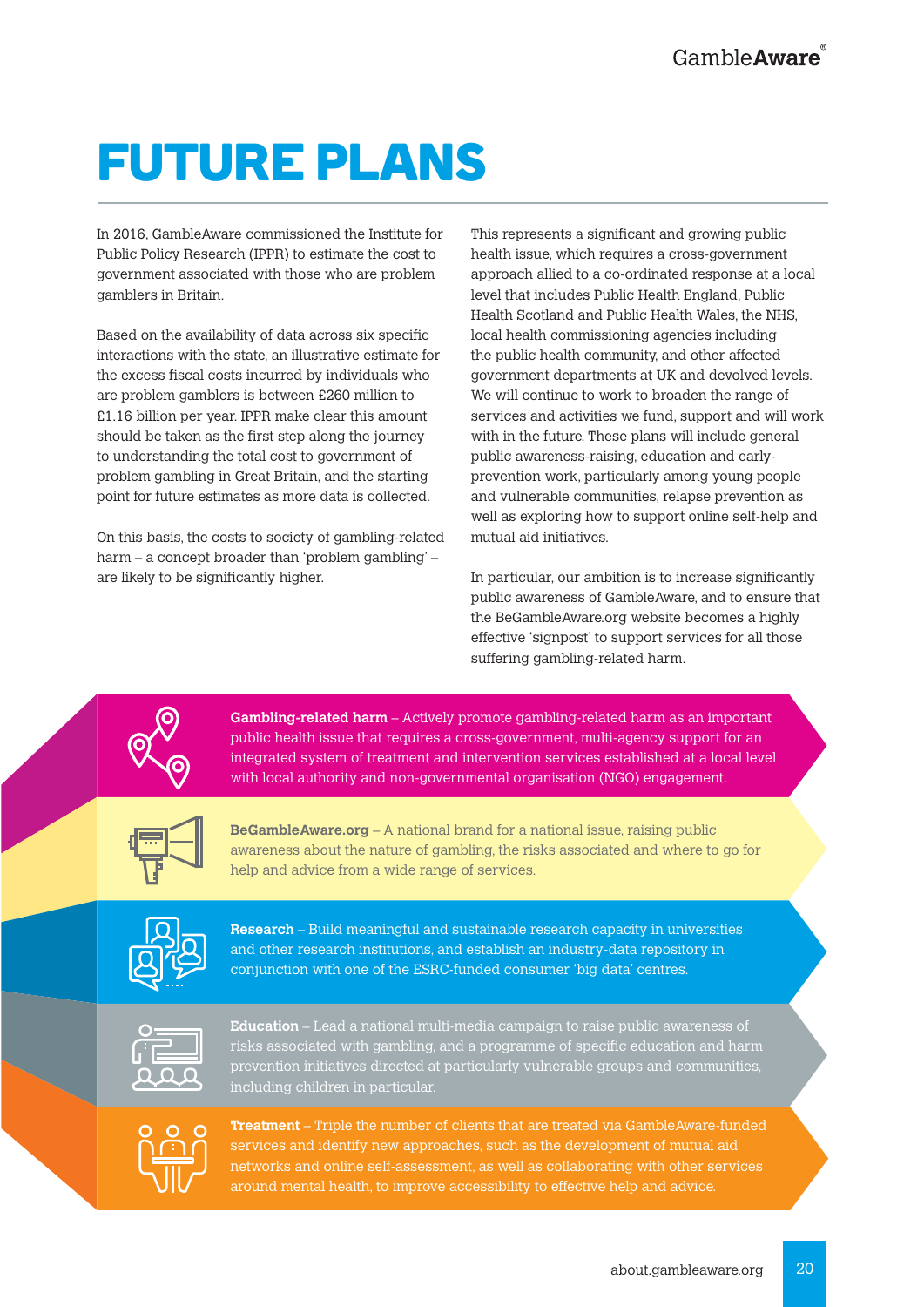# FUTURE PLANS

In 2016, GambleAware commissioned the Institute for Public Policy Research (IPPR) to estimate the cost to government associated with those who are problem gamblers in Britain.

Based on the availability of data across six specific interactions with the state, an illustrative estimate for the excess fiscal costs incurred by individuals who are problem gamblers is between £260 million to £1.16 billion per year. IPPR make clear this amount should be taken as the first step along the journey to understanding the total cost to government of problem gambling in Great Britain, and the starting point for future estimates as more data is collected.

On this basis, the costs to society of gambling-related harm – a concept broader than 'problem gambling' – are likely to be significantly higher.

This represents a significant and growing public health issue, which requires a cross-government approach allied to a co-ordinated response at a local level that includes Public Health England, Public Health Scotland and Public Health Wales, the NHS, local health commissioning agencies including the public health community, and other affected government departments at UK and devolved levels. We will continue to work to broaden the range of services and activities we fund, support and will work with in the future. These plans will include general public awareness-raising, education and early-prevention work, particularly among young people and vulnerable communities, relapse prevention as well as exploring how to support online self-help and mutual aid initiatives.

In particular, our ambition is to increase significantly public awareness of GambleAware, and to ensure that the BeGambleAware.org website becomes a highly effective 'signpost' to support services for all those suffering gambling-related harm.

**Gambling-related harm** – Actively promote gambling-related harm as an important public health issue that requires a cross-government, multi-agency support for an integrated system of treatment and intervention services established at a local level with local authority and non-governmental organisation (NGO) engagement.

**BeGambleAware.org** – A national brand for a national issue, raising public awareness about the nature of gambling, the risks associated and where to go for help and advice from a wide range of services.

**Research** – Build meaningful and sustainable research capacity in universities and other research institutions, and establish an industry-data repository in conjunction with one of the ESRC-funded consumer 'big data' centres.

**Education** – Lead a national multi-media campaign to raise public awareness of risks associated with gambling, and a programme of specific education and harm prevention initiatives directed at particularly vulnerable groups and communities, including children in particular.

**Treatment** – Triple the number of clients that are treated via GambleAware-funded services and identify new approaches, such as the development of mutual aid networks and online self-assessment, as well as collaborating with other services around mental health, to improve accessibility to effective help and advice.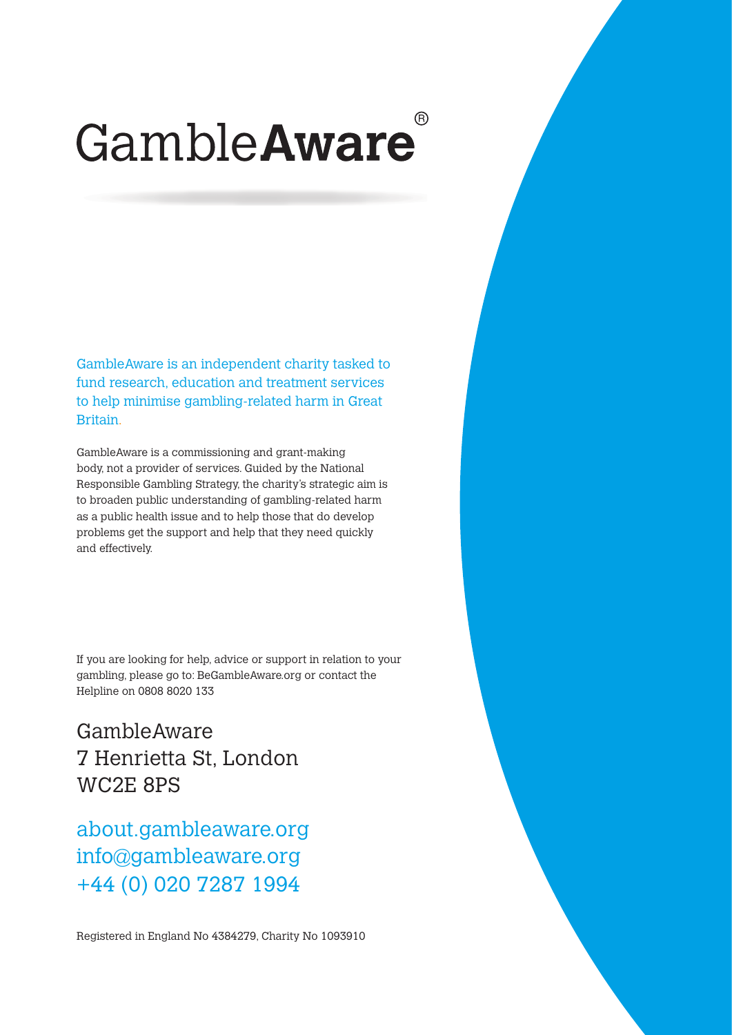# GambleAware®

GambleAware is an independent charity tasked to fund research, education and treatment services to help minimise gambling-related harm in Great Britain.

GambleAware is a commissioning and grant-making body, not a provider of services. Guided by the National Responsible Gambling Strategy, the charity's strategic aim is to broaden public understanding of gambling-related harm as a public health issue and to help those that do develop problems get the support and help that they need quickly and effectively.

If you are looking for help, advice or support in relation to your gambling, please go to: BeGambleAware.org or contact the Helpline on 0808 8020 133

GambleAware
7 Henrietta St, London
WC2E 8PS

about.gambleaware.org
info@gambleaware.org
+44 (0) 020 7287 1994

Registered in England No 4384279, Charity No 1093910